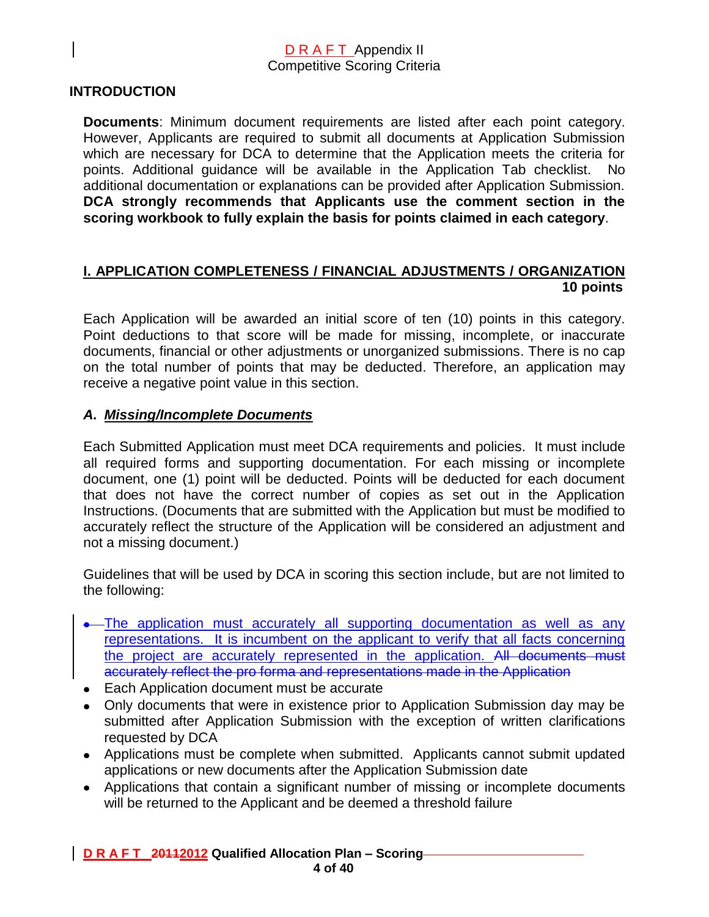DRAFT Appendix II
Competitive Scoring Criteria

## INTRODUCTION

**Documents**: Minimum document requirements are listed after each point category. However, Applicants are required to submit all documents at Application Submission which are necessary for DCA to determine that the Application meets the criteria for points. Additional guidance will be available in the Application Tab checklist. No additional documentation or explanations can be provided after Application Submission. **DCA strongly recommends that Applicants use the comment section in the scoring workbook to fully explain the basis for points claimed in each category**.

## I. APPLICATION COMPLETENESS / FINANCIAL ADJUSTMENTS / ORGANIZATION 10 points

Each Application will be awarded an initial score of ten (10) points in this category. Point deductions to that score will be made for missing, incomplete, or inaccurate documents, financial or other adjustments or unorganized submissions. There is no cap on the total number of points that may be deducted. Therefore, an application may receive a negative point value in this section.

### *A. Missing/Incomplete Documents*

Each Submitted Application must meet DCA requirements and policies. It must include all required forms and supporting documentation. For each missing or incomplete document, one (1) point will be deducted. Points will be deducted for each document that does not have the correct number of copies as set out in the Application Instructions. (Documents that are submitted with the Application but must be modified to accurately reflect the structure of the Application will be considered an adjustment and not a missing document.)

Guidelines that will be used by DCA in scoring this section include, but are not limited to the following:

- The application must accurately all supporting documentation as well as any representations. It is incumbent on the applicant to verify that all facts concerning the project are accurately represented in the application. ~~All documents must accurately reflect the pro forma and representations made in the Application~~
- Each Application document must be accurate
- Only documents that were in existence prior to Application Submission day may be submitted after Application Submission with the exception of written clarifications requested by DCA
- Applications must be complete when submitted. Applicants cannot submit updated applications or new documents after the Application Submission date
- Applications that contain a significant number of missing or incomplete documents will be returned to the Applicant and be deemed a threshold failure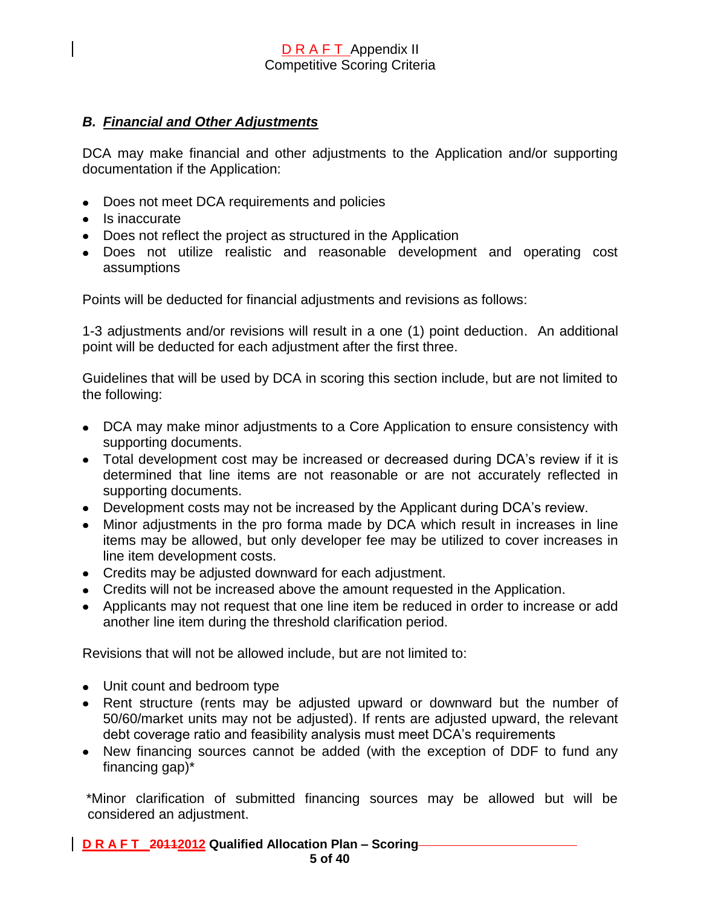### *B. Financial and Other Adjustments*

DCA may make financial and other adjustments to the Application and/or supporting documentation if the Application:

- Does not meet DCA requirements and policies
- Is inaccurate
- Does not reflect the project as structured in the Application
- Does not utilize realistic and reasonable development and operating cost assumptions

Points will be deducted for financial adjustments and revisions as follows:

1-3 adjustments and/or revisions will result in a one (1) point deduction. An additional point will be deducted for each adjustment after the first three.

Guidelines that will be used by DCA in scoring this section include, but are not limited to the following:

- DCA may make minor adjustments to a Core Application to ensure consistency with supporting documents.
- Total development cost may be increased or decreased during DCA's review if it is determined that line items are not reasonable or are not accurately reflected in supporting documents.
- Development costs may not be increased by the Applicant during DCA's review.
- Minor adjustments in the pro forma made by DCA which result in increases in line items may be allowed, but only developer fee may be utilized to cover increases in line item development costs.
- Credits may be adjusted downward for each adjustment.
- Credits will not be increased above the amount requested in the Application.
- Applicants may not request that one line item be reduced in order to increase or add another line item during the threshold clarification period.

Revisions that will not be allowed include, but are not limited to:

- Unit count and bedroom type
- Rent structure (rents may be adjusted upward or downward but the number of 50/60/market units may not be adjusted). If rents are adjusted upward, the relevant debt coverage ratio and feasibility analysis must meet DCA's requirements
- New financing sources cannot be added (with the exception of DDF to fund any financing gap)*

*Minor clarification of submitted financing sources may be allowed but will be considered an adjustment.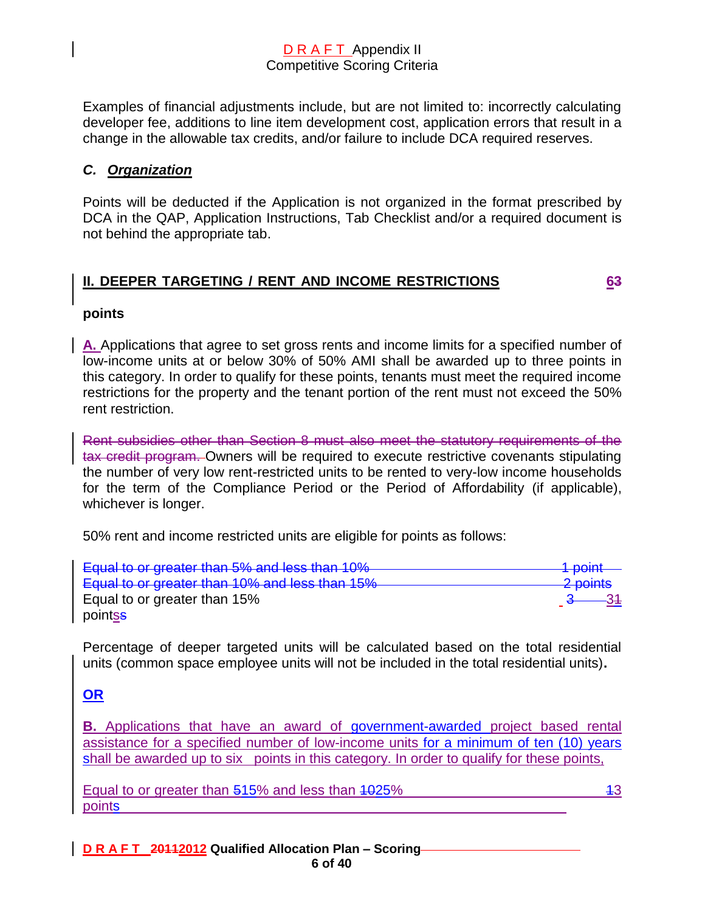Examples of financial adjustments include, but are not limited to: incorrectly calculating developer fee, additions to line item development cost, application errors that result in a change in the allowable tax credits, and/or failure to include DCA required reserves.

### *C. Organization*

Points will be deducted if the Application is not organized in the format prescribed by DCA in the QAP, Application Instructions, Tab Checklist and/or a required document is not behind the appropriate tab.

## II. DEEPER TARGETING / RENT AND INCOME RESTRICTIONS 63 points

A. Applications that agree to set gross rents and income limits for a specified number of low-income units at or below 30% of 50% AMI shall be awarded up to three points in this category. In order to qualify for these points, tenants must meet the required income restrictions for the property and the tenant portion of the rent must not exceed the 50% rent restriction.

~~Rent subsidies other than Section 8 must also meet the statutory requirements of the tax credit program.~~ Owners will be required to execute restrictive covenants stipulating the number of very low rent-restricted units to be rented to very-low income households for the term of the Compliance Period or the Period of Affordability (if applicable), whichever is longer.

50% rent and income restricted units are eligible for points as follows:

| | |
|---|---|
| ~~Equal to or greater than 5% and less than 10%~~ | ~~1 point~~ |
| ~~Equal to or greater than 10% and less than 15%~~ | ~~2 points~~ |
| Equal to or greater than 15% | 3 ~~31~~ pointss |

Percentage of deeper targeted units will be calculated based on the total residential units (common space employee units will not be included in the total residential units).

**OR**

**B.** Applications that have an award of government-awarded project based rental assistance for a specified number of low-income units for a minimum of ten (10) years shall be awarded up to six points in this category. In order to qualify for these points,

| | |
|---|---|
| Equal to or greater than ~~5~~15% and less than ~~10~~25% | ~~1~~3 points |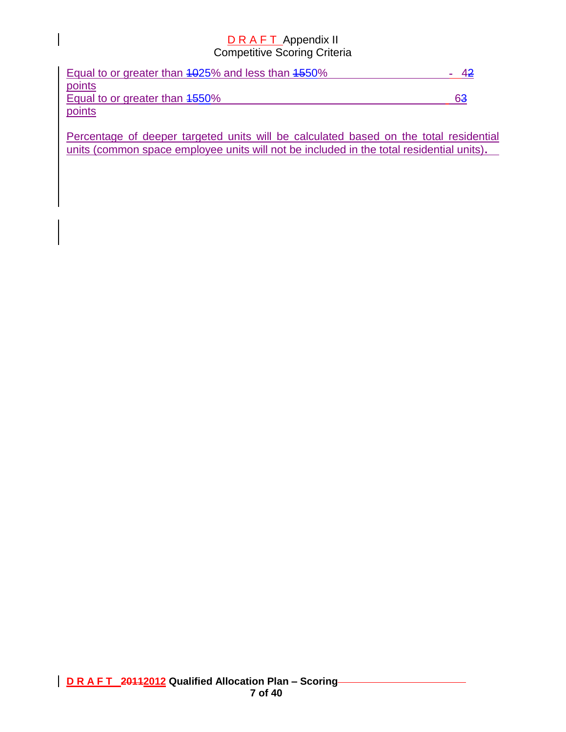Equal to or greater than ~~10~~25% and less than ~~15~~50% - 4~~2~~ points

Equal to or greater than ~~15~~50% 6~~3~~ points

Percentage of deeper targeted units will be calculated based on the total residential units (common space employee units will not be included in the total residential units).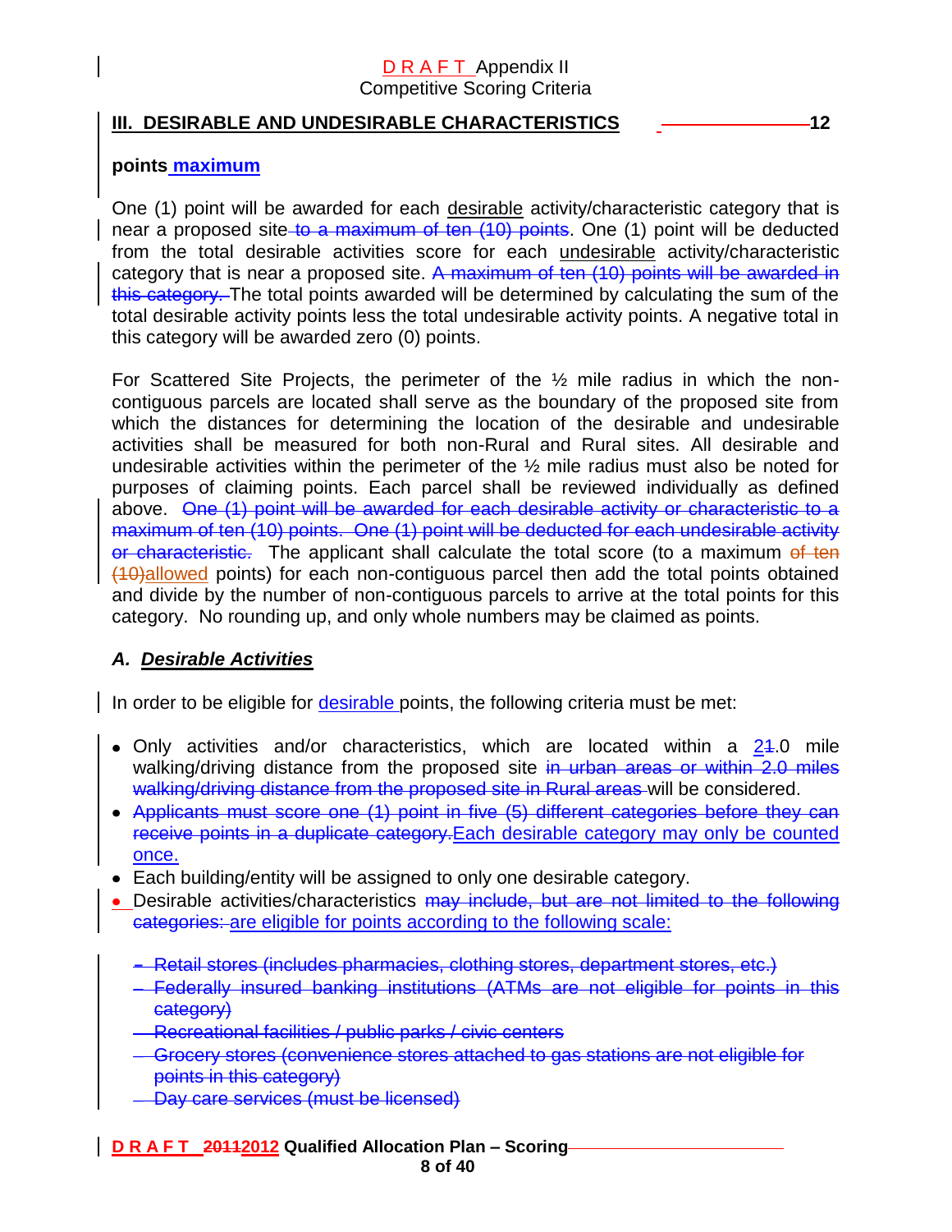## III. DESIRABLE AND UNDESIRABLE CHARACTERISTICS 12 points maximum

One (1) point will be awarded for each desirable activity/characteristic category that is near a proposed site ~~to a maximum of ten (10) points~~. One (1) point will be deducted from the total desirable activities score for each undesirable activity/characteristic category that is near a proposed site. ~~A maximum of ten (10) points will be awarded in this category.~~ The total points awarded will be determined by calculating the sum of the total desirable activity points less the total undesirable activity points. A negative total in this category will be awarded zero (0) points.

For Scattered Site Projects, the perimeter of the ½ mile radius in which the non-contiguous parcels are located shall serve as the boundary of the proposed site from which the distances for determining the location of the desirable and undesirable activities shall be measured for both non-Rural and Rural sites. All desirable and undesirable activities within the perimeter of the ½ mile radius must also be noted for purposes of claiming points. Each parcel shall be reviewed individually as defined above. ~~One (1) point will be awarded for each desirable activity or characteristic to a maximum of ten (10) points. One (1) point will be deducted for each undesirable activity or characteristic.~~ The applicant shall calculate the total score (to a maximum ~~of ten (10)~~allowed points) for each non-contiguous parcel then add the total points obtained and divide by the number of non-contiguous parcels to arrive at the total points for this category. No rounding up, and only whole numbers may be claimed as points.

### *A. Desirable Activities*

In order to be eligible for desirable points, the following criteria must be met:

- Only activities and/or characteristics, which are located within a 2~~1~~.0 mile walking/driving distance from the proposed site ~~in urban areas or within 2.0 miles walking/driving distance from the proposed site in Rural areas~~ will be considered.
- ~~Applicants must score one (1) point in five (5) different categories before they can receive points in a duplicate category.~~Each desirable category may only be counted once.
- Each building/entity will be assigned to only one desirable category.
- Desirable activities/characteristics ~~may include, but are not limited to the following categories:~~ are eligible for points according to the following scale:

  - ~~Retail stores (includes pharmacies, clothing stores, department stores, etc.)~~
  - ~~Federally insured banking institutions (ATMs are not eligible for points in this category)~~
  - ~~Recreational facilities / public parks / civic centers~~
  - ~~Grocery stores (convenience stores attached to gas stations are not eligible for points in this category)~~
  - ~~Day care services (must be licensed)~~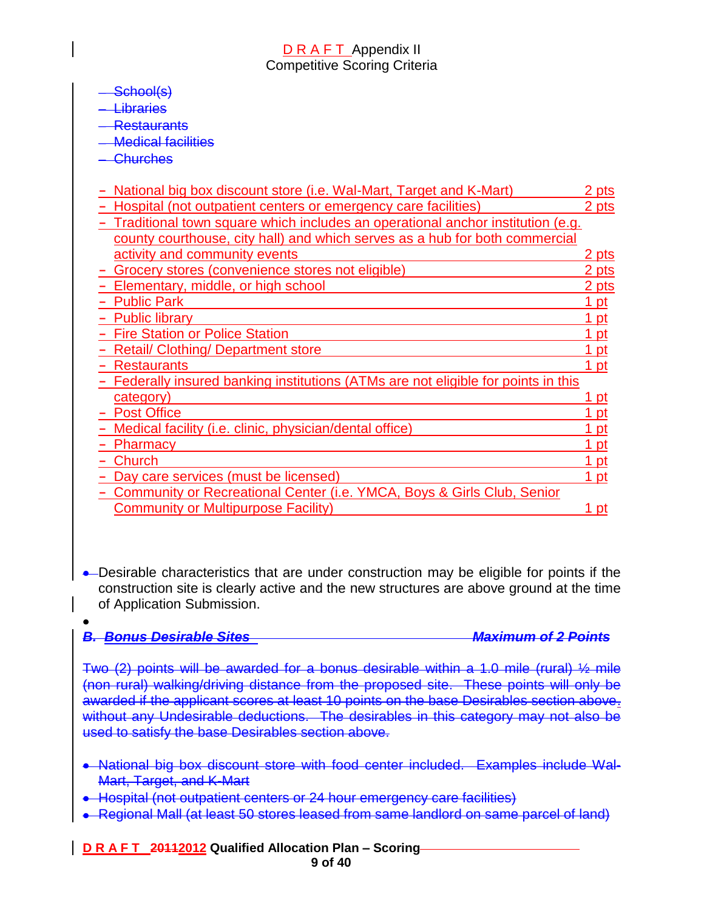- ~~School(s)~~
- ~~Libraries~~
- ~~Restaurants~~
- ~~Medical facilities~~
- ~~Churches~~

| Item | Points |
|---|---|
| National big box discount store (i.e. Wal-Mart, Target and K-Mart) | 2 pts |
| Hospital (not outpatient centers or emergency care facilities) | 2 pts |
| Traditional town square which includes an operational anchor institution (e.g. county courthouse, city hall) and which serves as a hub for both commercial activity and community events | 2 pts |
| Grocery stores (convenience stores not eligible) | 2 pts |
| Elementary, middle, or high school | 2 pts |
| Public Park | 1 pt |
| Public library | 1 pt |
| Fire Station or Police Station | 1 pt |
| Retail/ Clothing/ Department store | 1 pt |
| Restaurants | 1 pt |
| Federally insured banking institutions (ATMs are not eligible for points in this category) | 1 pt |
| Post Office | 1 pt |
| Medical facility (i.e. clinic, physician/dental office) | 1 pt |
| Pharmacy | 1 pt |
| Church | 1 pt |
| Day care services (must be licensed) | 1 pt |
| Community or Recreational Center (i.e. YMCA, Boys & Girls Club, Senior Community or Multipurpose Facility) | 1 pt |

- Desirable characteristics that are under construction may be eligible for points if the construction site is clearly active and the new structures are above ground at the time of Application Submission.

~~***B. Bonus Desirable Sites*** — ***Maximum of 2 Points***~~

~~Two (2) points will be awarded for a bonus desirable within a 1.0 mile (rural) ½ mile (non rural) walking/driving distance from the proposed site. These points will only be awarded if the applicant scores at least 10 points on the base Desirables section above. without any Undesirable deductions. The desirables in this category may not also be used to satisfy the base Desirables section above.~~

- ~~National big box discount store with food center included. Examples include Wal-Mart, Target, and K-Mart~~
- ~~Hospital (not outpatient centers or 24 hour emergency care facilities)~~
- ~~Regional Mall (at least 50 stores leased from same landlord on same parcel of land)~~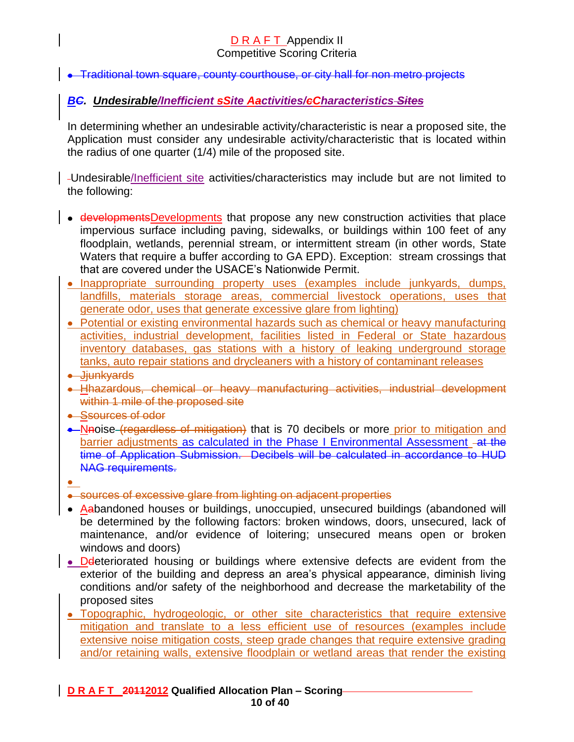- Traditional town square, county courthouse, or city hall for non metro projects

### BC. Undesirable/Inefficient sSite Aactivities/cCharacteristics Sites

In determining whether an undesirable activity/characteristic is near a proposed site, the Application must consider any undesirable activity/characteristic that is located within the radius of one quarter (1/4) mile of the proposed site.

Undesirable/Inefficient site activities/characteristics may include but are not limited to the following:

- developmentsDevelopments that propose any new construction activities that place impervious surface including paving, sidewalks, or buildings within 100 feet of any floodplain, wetlands, perennial stream, or intermittent stream (in other words, State Waters that require a buffer according to GA EPD). Exception: stream crossings that that are covered under the USACE's Nationwide Permit.
- Inappropriate surrounding property uses (examples include junkyards, dumps, landfills, materials storage areas, commercial livestock operations, uses that generate odor, uses that generate excessive glare from lighting)
- Potential or existing environmental hazards such as chemical or heavy manufacturing activities, industrial development, facilities listed in Federal or State hazardous inventory databases, gas stations with a history of leaking underground storage tanks, auto repair stations and drycleaners with a history of contaminant releases
- Jjunkyards
- Hhazardous, chemical or heavy manufacturing activities, industrial development within 1 mile of the proposed site
- Ssources of odor
- Nnoise (regardless of mitigation) that is 70 decibels or more prior to mitigation and barrier adjustments as calculated in the Phase I Environmental Assessment at the time of Application Submission. Decibels will be calculated in accordance to HUD NAG requirements.
- sources of excessive glare from lighting on adjacent properties
- Aabandoned houses or buildings, unoccupied, unsecured buildings (abandoned will be determined by the following factors: broken windows, doors, unsecured, lack of maintenance, and/or evidence of loitering; unsecured means open or broken windows and doors)
- Ddeteriorated housing or buildings where extensive defects are evident from the exterior of the building and depress an area's physical appearance, diminish living conditions and/or safety of the neighborhood and decrease the marketability of the proposed sites
- Topographic, hydrogeologic, or other site characteristics that require extensive mitigation and translate to a less efficient use of resources (examples include extensive noise mitigation costs, steep grade changes that require extensive grading and/or retaining walls, extensive floodplain or wetland areas that render the existing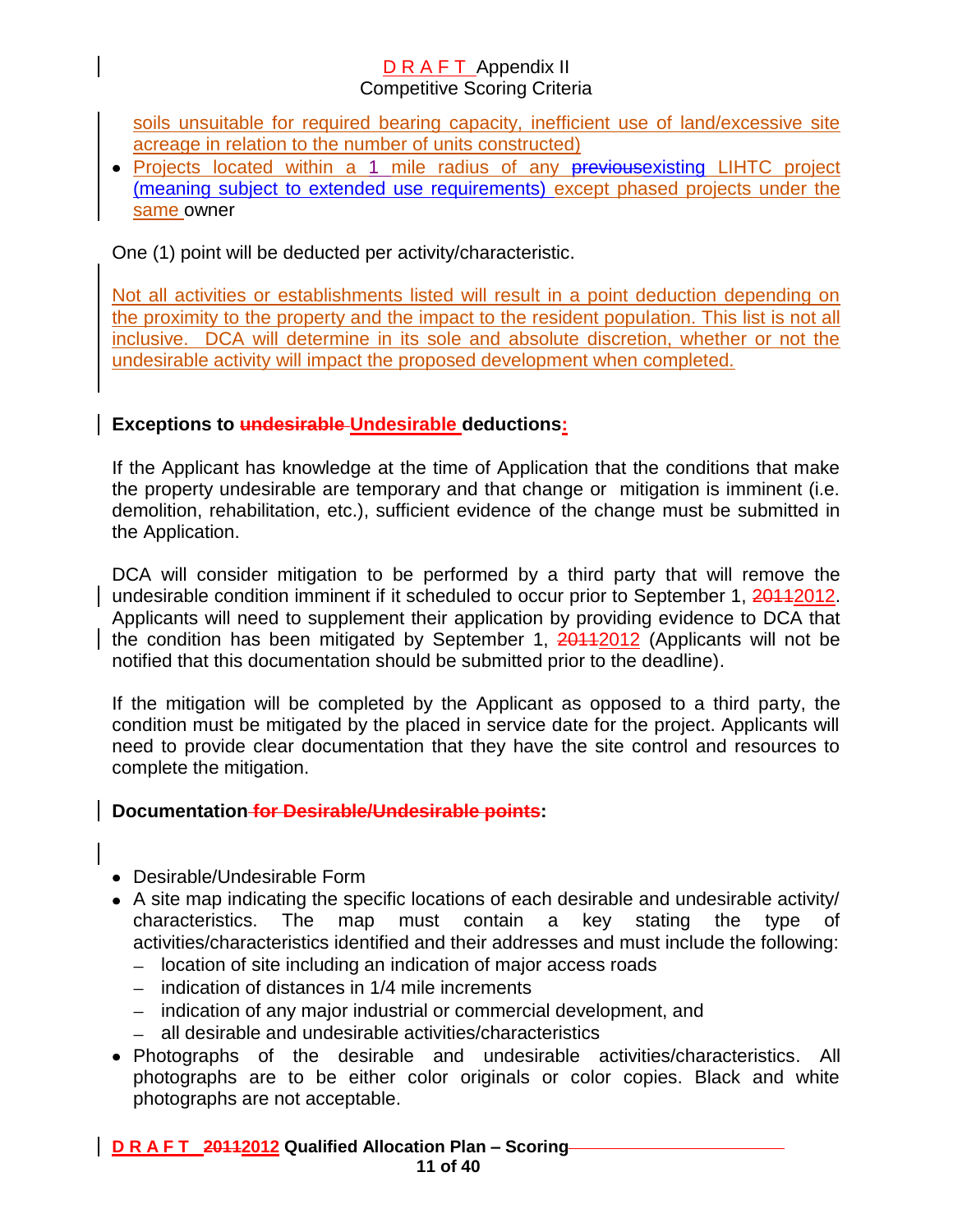soils unsuitable for required bearing capacity, inefficient use of land/excessive site acreage in relation to the number of units constructed)

- Projects located within a 1 mile radius of any ~~previous~~existing LIHTC project (meaning subject to extended use requirements) except phased projects under the same owner

One (1) point will be deducted per activity/characteristic.

Not all activities or establishments listed will result in a point deduction depending on the proximity to the property and the impact to the resident population. This list is not all inclusive. DCA will determine in its sole and absolute discretion, whether or not the undesirable activity will impact the proposed development when completed.

**Exceptions to ~~undesirable~~ Undesirable deductions:**

If the Applicant has knowledge at the time of Application that the conditions that make the property undesirable are temporary and that change or mitigation is imminent (i.e. demolition, rehabilitation, etc.), sufficient evidence of the change must be submitted in the Application.

DCA will consider mitigation to be performed by a third party that will remove the undesirable condition imminent if it scheduled to occur prior to September 1, ~~2011~~2012. Applicants will need to supplement their application by providing evidence to DCA that the condition has been mitigated by September 1, ~~2011~~2012 (Applicants will not be notified that this documentation should be submitted prior to the deadline).

If the mitigation will be completed by the Applicant as opposed to a third party, the condition must be mitigated by the placed in service date for the project. Applicants will need to provide clear documentation that they have the site control and resources to complete the mitigation.

**Documentation ~~for Desirable/Undesirable points~~:**

- Desirable/Undesirable Form
- A site map indicating the specific locations of each desirable and undesirable activity/ characteristics. The map must contain a key stating the type of activities/characteristics identified and their addresses and must include the following:
  - location of site including an indication of major access roads
  - indication of distances in 1/4 mile increments
  - indication of any major industrial or commercial development, and
  - all desirable and undesirable activities/characteristics
- Photographs of the desirable and undesirable activities/characteristics. All photographs are to be either color originals or color copies. Black and white photographs are not acceptable.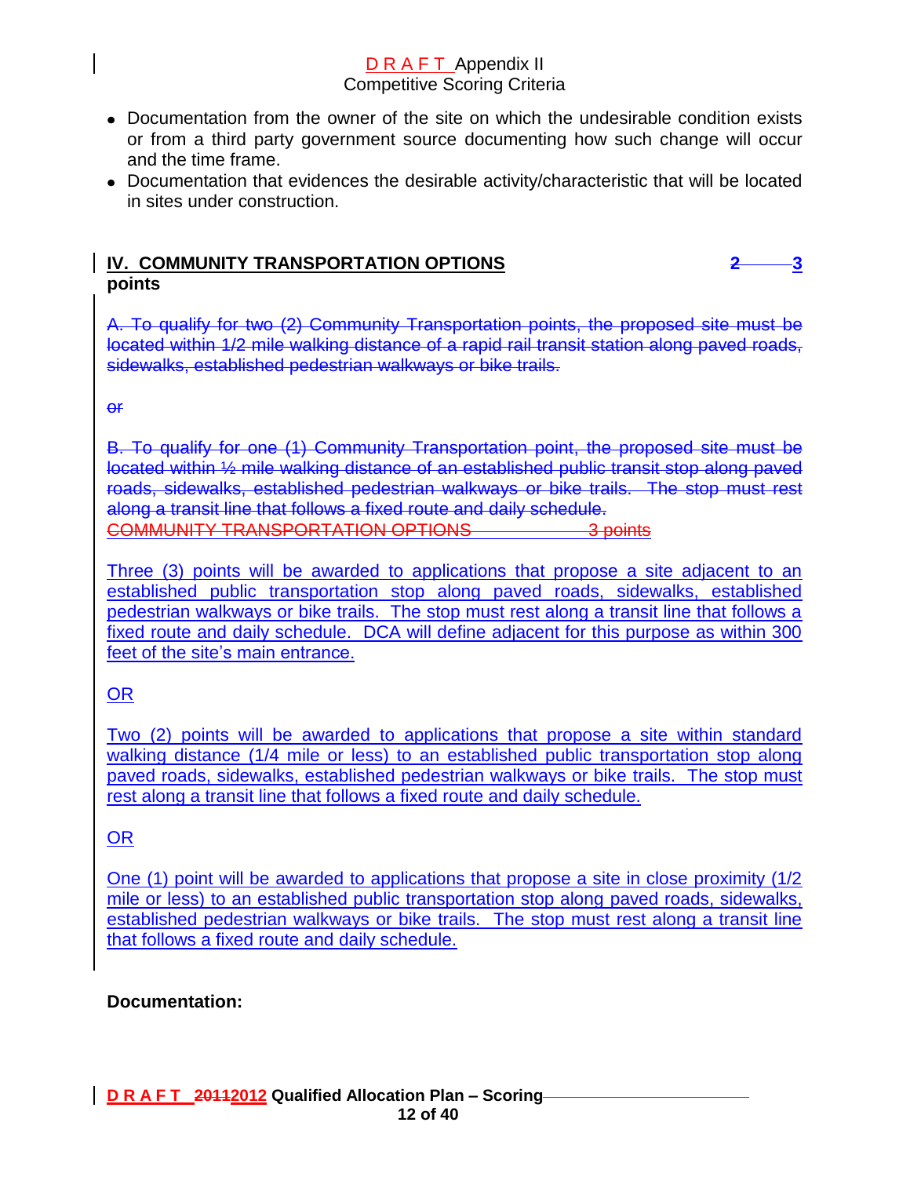- Documentation from the owner of the site on which the undesirable condition exists or from a third party government source documenting how such change will occur and the time frame.
- Documentation that evidences the desirable activity/characteristic that will be located in sites under construction.

## IV. COMMUNITY TRANSPORTATION OPTIONS ~~2~~ 3 points

~~A. To qualify for two (2) Community Transportation points, the proposed site must be located within 1/2 mile walking distance of a rapid rail transit station along paved roads, sidewalks, established pedestrian walkways or bike trails.~~

~~or~~

~~B. To qualify for one (1) Community Transportation point, the proposed site must be located within ½ mile walking distance of an established public transit stop along paved roads, sidewalks, established pedestrian walkways or bike trails. The stop must rest along a transit line that follows a fixed route and daily schedule.~~

~~COMMUNITY TRANSPORTATION OPTIONS 3 points~~

Three (3) points will be awarded to applications that propose a site adjacent to an established public transportation stop along paved roads, sidewalks, established pedestrian walkways or bike trails. The stop must rest along a transit line that follows a fixed route and daily schedule. DCA will define adjacent for this purpose as within 300 feet of the site's main entrance.

OR

Two (2) points will be awarded to applications that propose a site within standard walking distance (1/4 mile or less) to an established public transportation stop along paved roads, sidewalks, established pedestrian walkways or bike trails. The stop must rest along a transit line that follows a fixed route and daily schedule.

OR

One (1) point will be awarded to applications that propose a site in close proximity (1/2 mile or less) to an established public transportation stop along paved roads, sidewalks, established pedestrian walkways or bike trails. The stop must rest along a transit line that follows a fixed route and daily schedule.

**Documentation:**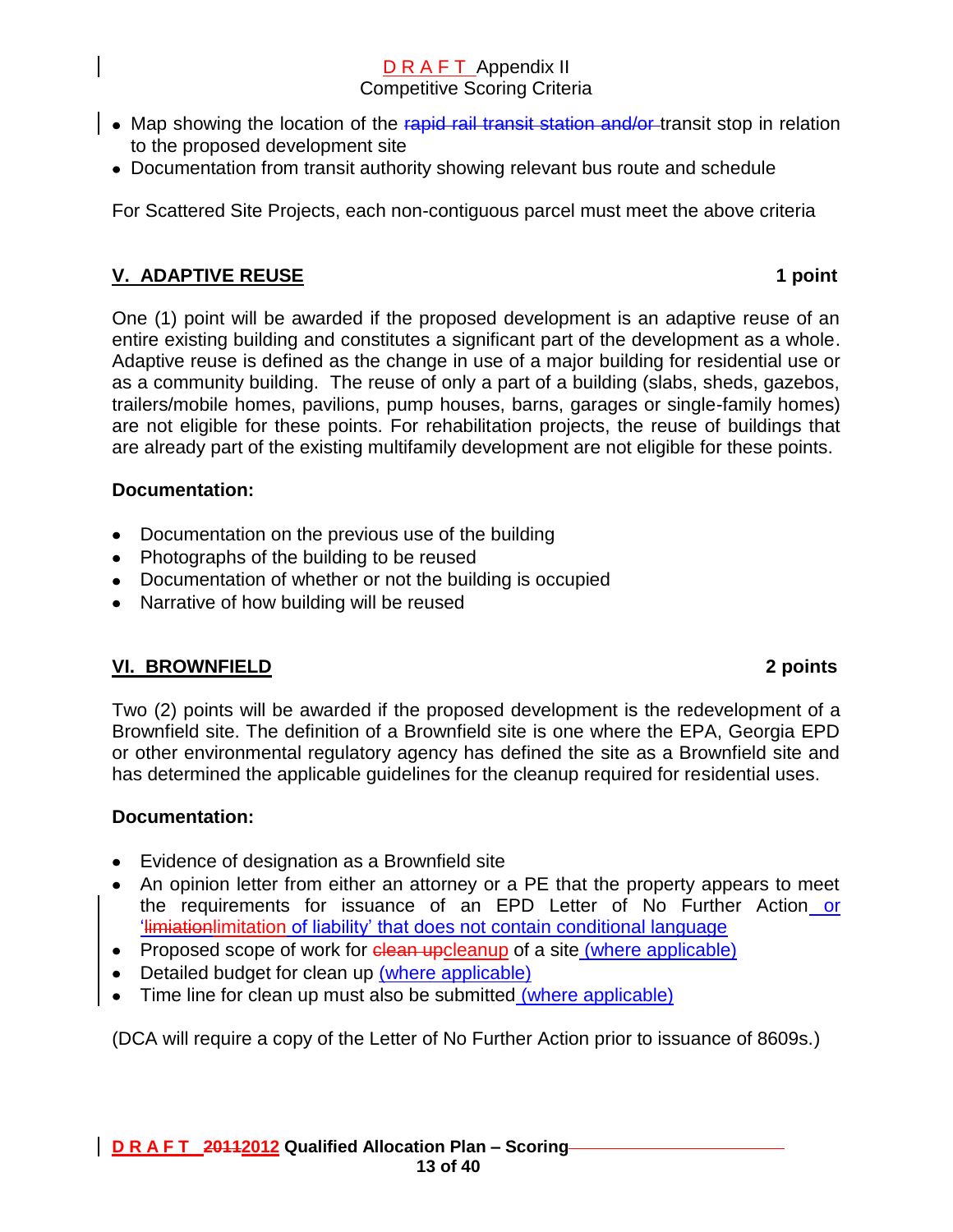- Map showing the location of the ~~rapid rail transit station and/or~~ transit stop in relation to the proposed development site
- Documentation from transit authority showing relevant bus route and schedule

For Scattered Site Projects, each non-contiguous parcel must meet the above criteria

## V. ADAPTIVE REUSE — 1 point

One (1) point will be awarded if the proposed development is an adaptive reuse of an entire existing building and constitutes a significant part of the development as a whole. Adaptive reuse is defined as the change in use of a major building for residential use or as a community building. The reuse of only a part of a building (slabs, sheds, gazebos, trailers/mobile homes, pavilions, pump houses, barns, garages or single-family homes) are not eligible for these points. For rehabilitation projects, the reuse of buildings that are already part of the existing multifamily development are not eligible for these points.

**Documentation:**

- Documentation on the previous use of the building
- Photographs of the building to be reused
- Documentation of whether or not the building is occupied
- Narrative of how building will be reused

## VI. BROWNFIELD — 2 points

Two (2) points will be awarded if the proposed development is the redevelopment of a Brownfield site. The definition of a Brownfield site is one where the EPA, Georgia EPD or other environmental regulatory agency has defined the site as a Brownfield site and has determined the applicable guidelines for the cleanup required for residential uses.

**Documentation:**

- Evidence of designation as a Brownfield site
- An opinion letter from either an attorney or a PE that the property appears to meet the requirements for issuance of an EPD Letter of No Further Action or '~~limiation~~limitation of liability' that does not contain conditional language
- Proposed scope of work for ~~clean up~~cleanup of a site (where applicable)
- Detailed budget for clean up (where applicable)
- Time line for clean up must also be submitted (where applicable)

(DCA will require a copy of the Letter of No Further Action prior to issuance of 8609s.)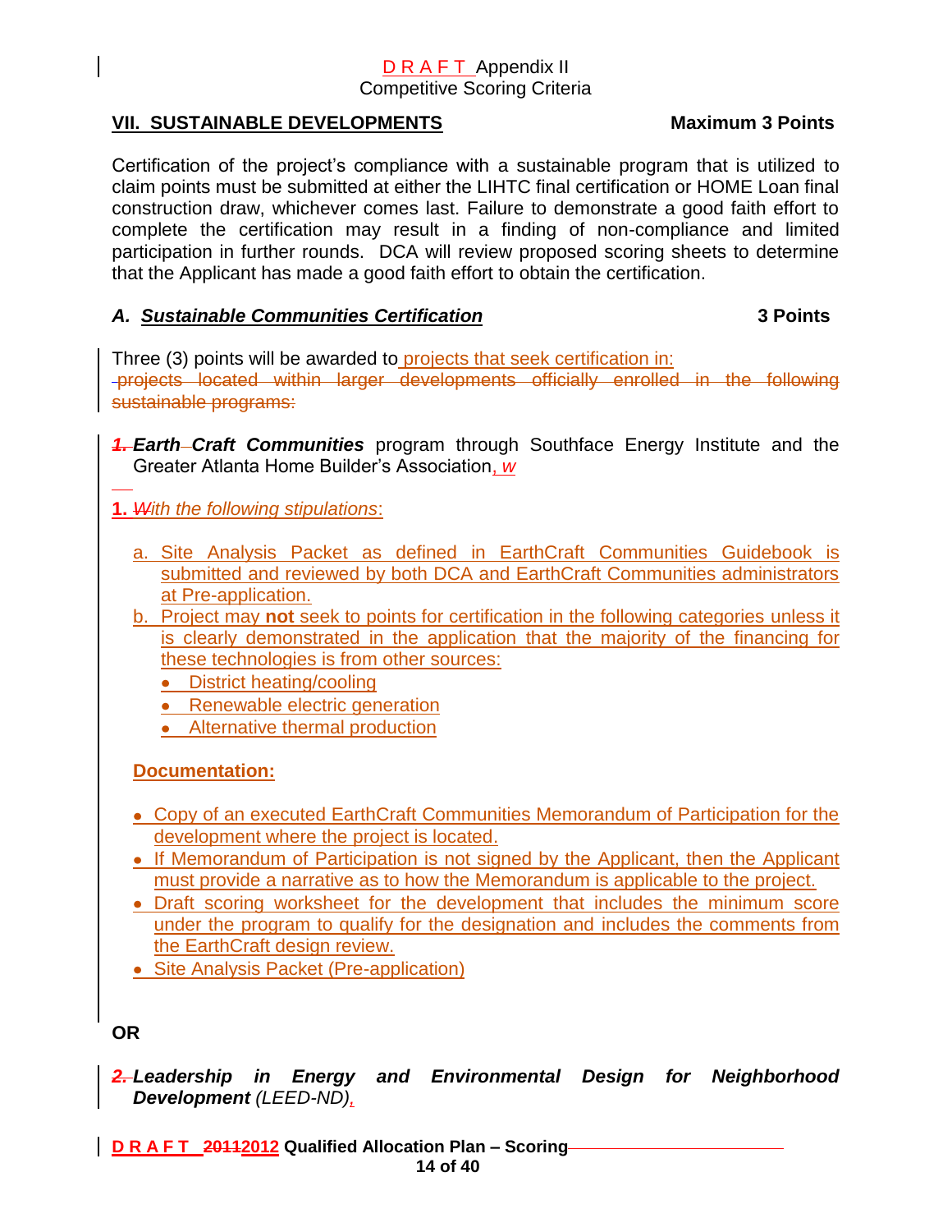## VII. SUSTAINABLE DEVELOPMENTS — Maximum 3 Points

Certification of the project's compliance with a sustainable program that is utilized to claim points must be submitted at either the LIHTC final certification or HOME Loan final construction draw, whichever comes last. Failure to demonstrate a good faith effort to complete the certification may result in a finding of non-compliance and limited participation in further rounds. DCA will review proposed scoring sheets to determine that the Applicant has made a good faith effort to obtain the certification.

### *A. Sustainable Communities Certification* — 3 Points

Three (3) points will be awarded to projects that seek certification in: ~~projects located within larger developments officially enrolled in the following sustainable programs:~~

~~*1.*~~ ***EarthCraft Communities*** program through Southface Energy Institute and the Greater Atlanta Home Builder's Association*, w*

**1.** ~~*W*~~*ith the following stipulations*:

a. Site Analysis Packet as defined in EarthCraft Communities Guidebook is submitted and reviewed by both DCA and EarthCraft Communities administrators at Pre-application.

b. Project may **not** seek to points for certification in the following categories unless it is clearly demonstrated in the application that the majority of the financing for these technologies is from other sources:
- District heating/cooling
- Renewable electric generation
- Alternative thermal production

**Documentation:**

- Copy of an executed EarthCraft Communities Memorandum of Participation for the development where the project is located.
- If Memorandum of Participation is not signed by the Applicant, then the Applicant must provide a narrative as to how the Memorandum is applicable to the project.
- Draft scoring worksheet for the development that includes the minimum score under the program to qualify for the designation and includes the comments from the EarthCraft design review.
- Site Analysis Packet (Pre-application)

**OR**

~~*2.*~~ ***Leadership in Energy and Environmental Design for Neighborhood Development*** *(LEED-ND),*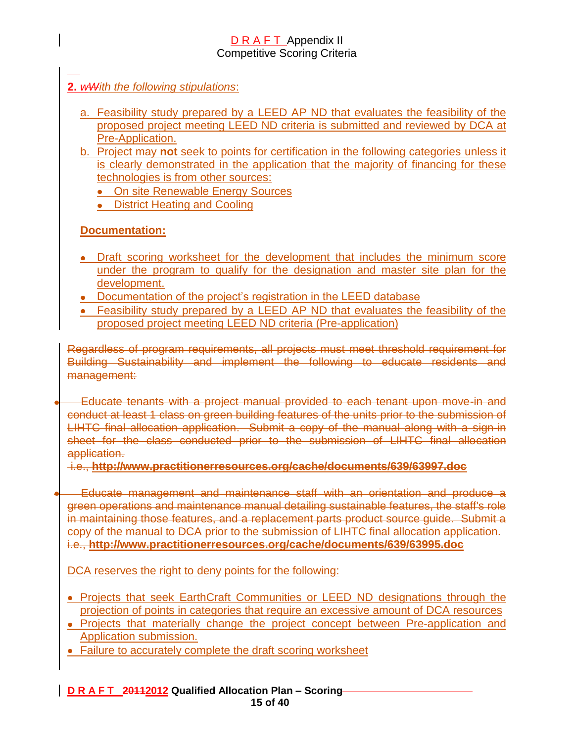**2.** *wWith the following stipulations*:

a. Feasibility study prepared by a LEED AP ND that evaluates the feasibility of the proposed project meeting LEED ND criteria is submitted and reviewed by DCA at Pre-Application.

b. Project may **not** seek to points for certification in the following categories unless it is clearly demonstrated in the application that the majority of financing for these technologies is from other sources:
   - On site Renewable Energy Sources
   - District Heating and Cooling

**Documentation:**

- Draft scoring worksheet for the development that includes the minimum score under the program to qualify for the designation and master site plan for the development.
- Documentation of the project's registration in the LEED database
- Feasibility study prepared by a LEED AP ND that evaluates the feasibility of the proposed project meeting LEED ND criteria (Pre-application)

~~Regardless of program requirements, all projects must meet threshold requirement for Building Sustainability and implement the following to educate residents and management:~~

- ~~Educate tenants with a project manual provided to each tenant upon move-in and conduct at least 1 class on green building features of the units prior to the submission of LIHTC final allocation application. Submit a copy of the manual along with a sign-in sheet for the class conducted prior to the submission of LIHTC final allocation application.~~
  ~~i.e., **http://www.practitionerresources.org/cache/documents/639/63997.doc**~~

- ~~Educate management and maintenance staff with an orientation and produce a green operations and maintenance manual detailing sustainable features, the staff's role in maintaining those features, and a replacement parts product source guide. Submit a copy of the manual to DCA prior to the submission of LIHTC final allocation application.~~
  ~~i.e., **http://www.practitionerresources.org/cache/documents/639/63995.doc**~~

DCA reserves the right to deny points for the following:

- Projects that seek EarthCraft Communities or LEED ND designations through the projection of points in categories that require an excessive amount of DCA resources
- Projects that materially change the project concept between Pre-application and Application submission.
- Failure to accurately complete the draft scoring worksheet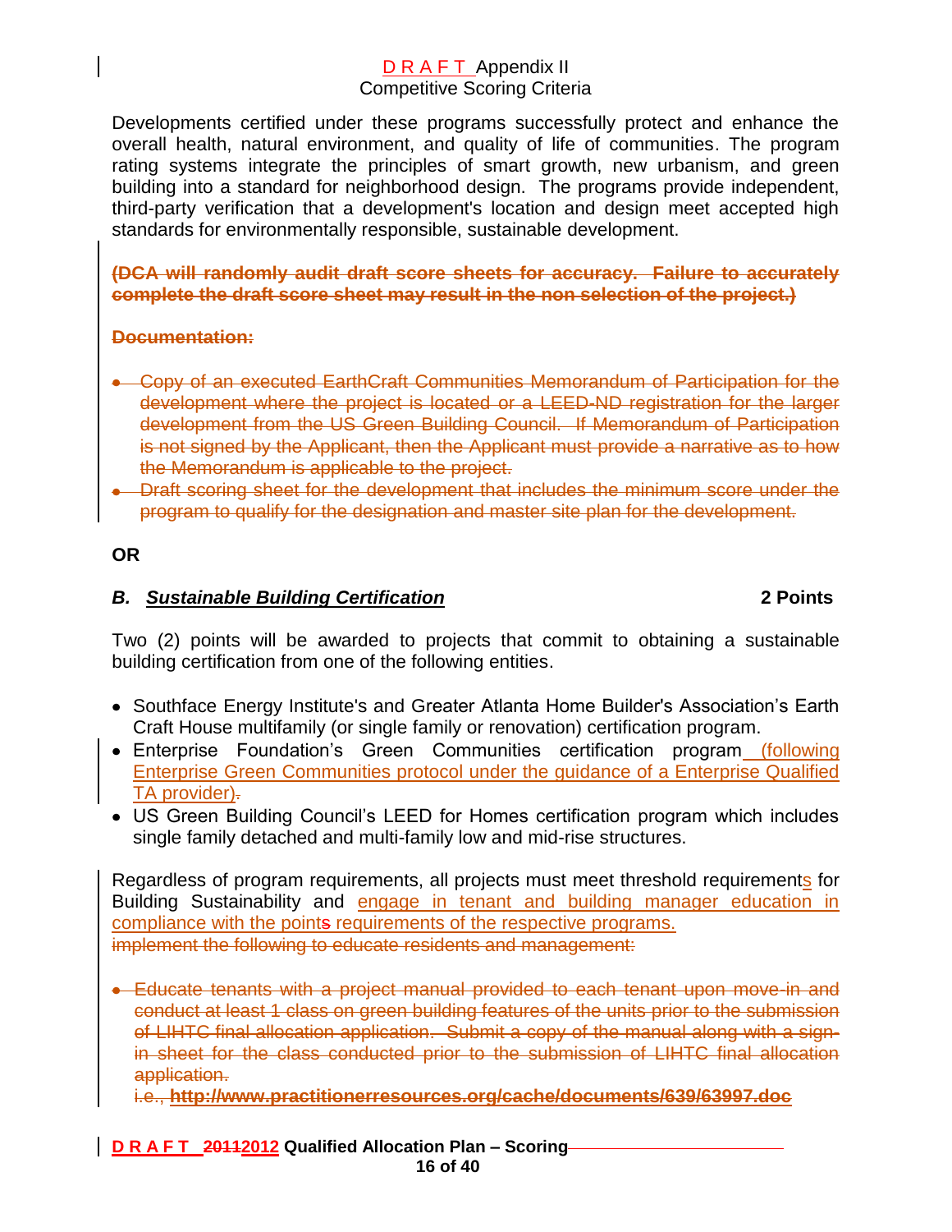Developments certified under these programs successfully protect and enhance the overall health, natural environment, and quality of life of communities. The program rating systems integrate the principles of smart growth, new urbanism, and green building into a standard for neighborhood design. The programs provide independent, third-party verification that a development's location and design meet accepted high standards for environmentally responsible, sustainable development.

~~**(DCA will randomly audit draft score sheets for accuracy. Failure to accurately complete the draft score sheet may result in the non selection of the project.)**~~

~~**Documentation:**~~

- ~~Copy of an executed EarthCraft Communities Memorandum of Participation for the development where the project is located or a LEED-ND registration for the larger development from the US Green Building Council. If Memorandum of Participation is not signed by the Applicant, then the Applicant must provide a narrative as to how the Memorandum is applicable to the project.~~
- ~~Draft scoring sheet for the development that includes the minimum score under the program to qualify for the designation and master site plan for the development.~~

**OR**

### *B. Sustainable Building Certification* — 2 Points

Two (2) points will be awarded to projects that commit to obtaining a sustainable building certification from one of the following entities.

- Southface Energy Institute's and Greater Atlanta Home Builder's Association's Earth Craft House multifamily (or single family or renovation) certification program.
- Enterprise Foundation's Green Communities certification program (following Enterprise Green Communities protocol under the guidance of a Enterprise Qualified TA provider)~~.~~
- US Green Building Council's LEED for Homes certification program which includes single family detached and multi-family low and mid-rise structures.

Regardless of program requirements, all projects must meet threshold requirements for Building Sustainability and engage in tenant and building manager education in compliance with the point~~s~~ requirements of the respective programs.
~~implement the following to educate residents and management:~~

- ~~Educate tenants with a project manual provided to each tenant upon move-in and conduct at least 1 class on green building features of the units prior to the submission of LIHTC final allocation application. Submit a copy of the manual along with a sign-in sheet for the class conducted prior to the submission of LIHTC final allocation application.~~
  ~~i.e., **http://www.practitionerresources.org/cache/documents/639/63997.doc**~~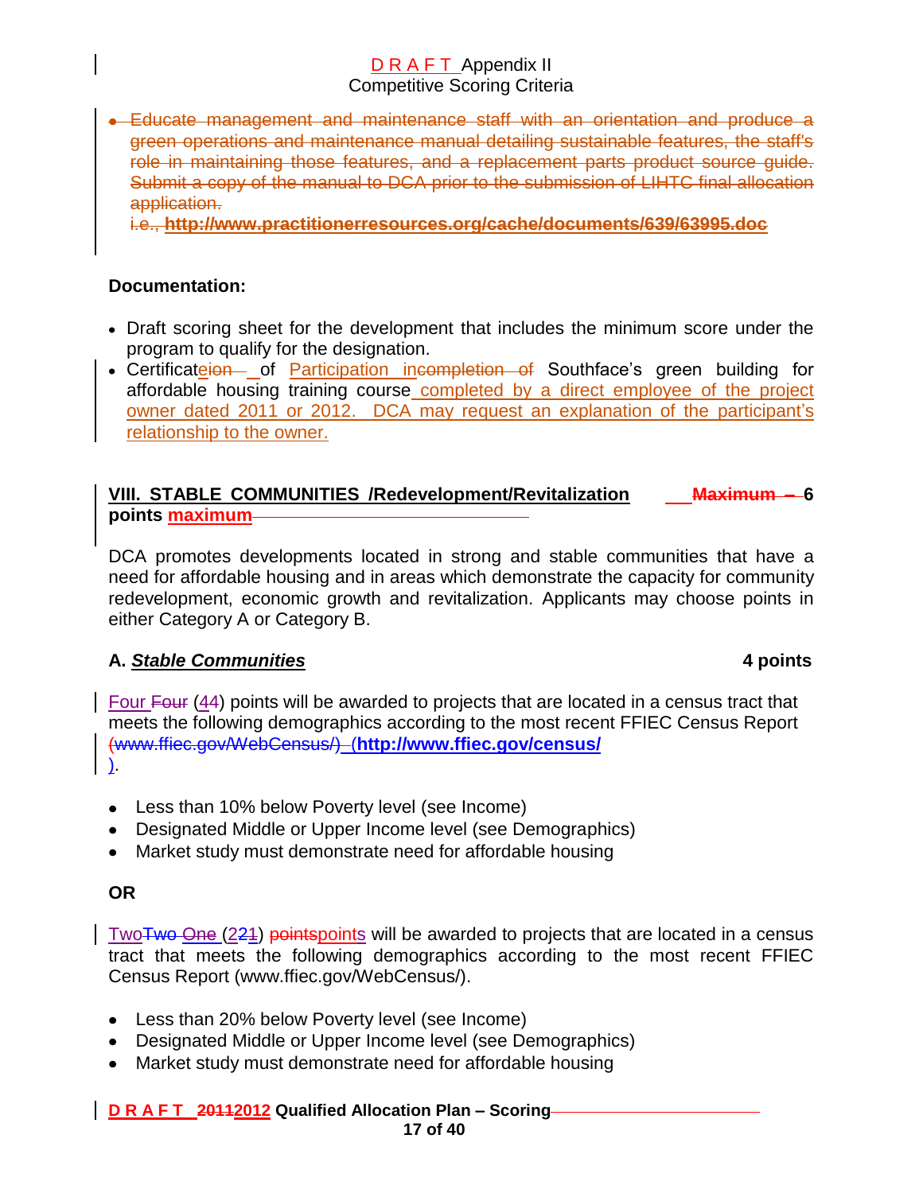- ~~Educate management and maintenance staff with an orientation and produce a green operations and maintenance manual detailing sustainable features, the staff's role in maintaining those features, and a replacement parts product source guide. Submit a copy of the manual to DCA prior to the submission of LIHTC final allocation application.~~

  ~~i.e., **http://www.practitionerresources.org/cache/documents/639/63995.doc**~~

**Documentation:**

- Draft scoring sheet for the development that includes the minimum score under the program to qualify for the designation.
- Certificat~~eion~~ of Participation in~~completion of~~ Southface's green building for affordable housing training course completed by a direct employee of the project owner dated 2011 or 2012. DCA may request an explanation of the participant's relationship to the owner.

## VIII. STABLE COMMUNITIES /Redevelopment/Revitalization ~~Maximum –~~ 6 points maximum

DCA promotes developments located in strong and stable communities that have a need for affordable housing and in areas which demonstrate the capacity for community redevelopment, economic growth and revitalization. Applicants may choose points in either Category A or Category B.

### A. *Stable Communities* 4 points

Four ~~Four~~ (4~~4~~) points will be awarded to projects that are located in a census tract that meets the following demographics according to the most recent FFIEC Census Report ~~(www.ffiec.gov/WebCensus/)~~ (**http://www.ffiec.gov/census/**).

- Less than 10% below Poverty level (see Income)
- Designated Middle or Upper Income level (see Demographics)
- Market study must demonstrate need for affordable housing

**OR**

Two~~Two One~~ (2~~21~~) ~~points~~points will be awarded to projects that are located in a census tract that meets the following demographics according to the most recent FFIEC Census Report (www.ffiec.gov/WebCensus/).

- Less than 20% below Poverty level (see Income)
- Designated Middle or Upper Income level (see Demographics)
- Market study must demonstrate need for affordable housing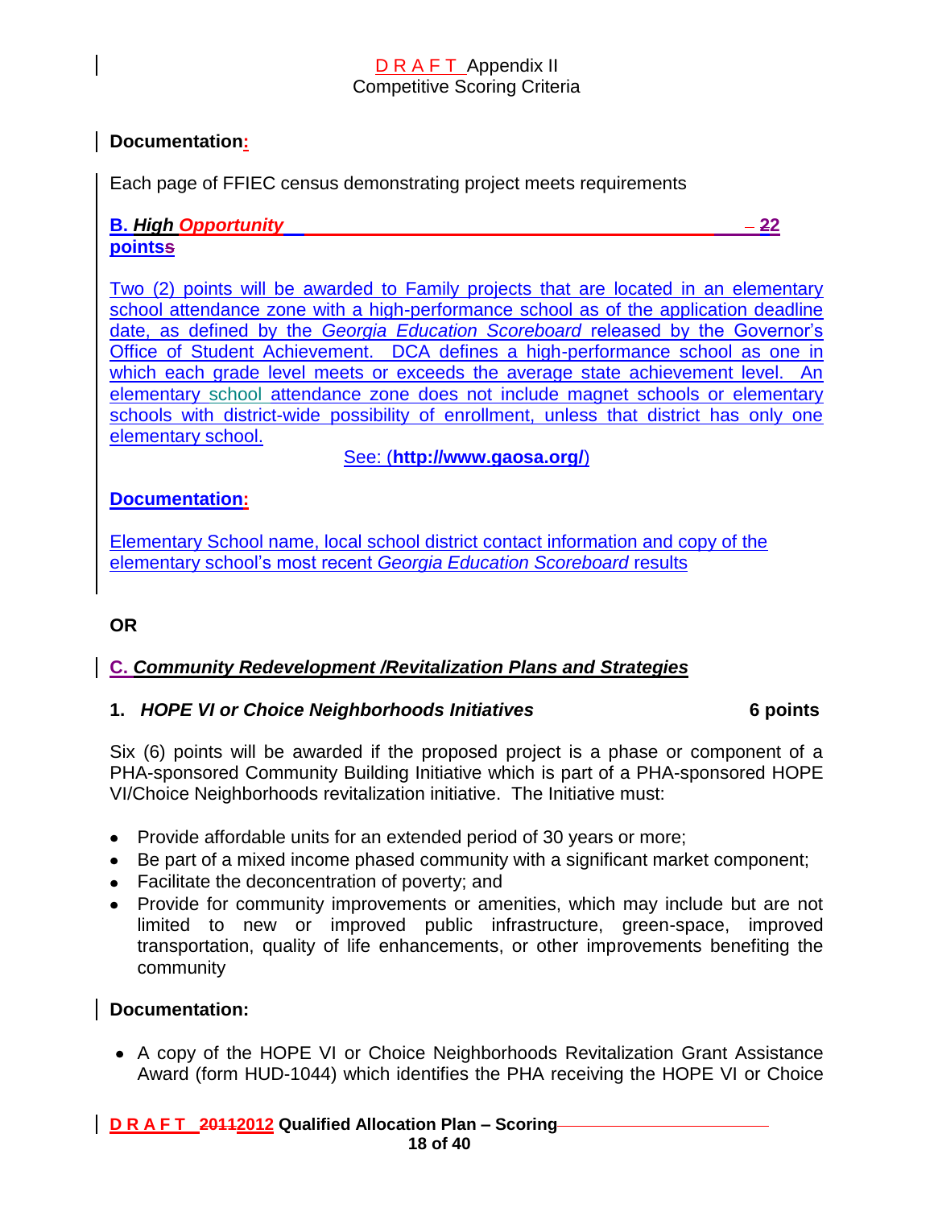**Documentation:**

Each page of FFIEC census demonstrating project meets requirements

**B. *High Opportunity* – 2 points**

Two (2) points will be awarded to Family projects that are located in an elementary school attendance zone with a high-performance school as of the application deadline date, as defined by the *Georgia Education Scoreboard* released by the Governor's Office of Student Achievement. DCA defines a high-performance school as one in which each grade level meets or exceeds the average state achievement level. An elementary school attendance zone does not include magnet schools or elementary schools with district-wide possibility of enrollment, unless that district has only one elementary school.

See: (**http://www.gaosa.org/**)

**Documentation:**

Elementary School name, local school district contact information and copy of the elementary school's most recent *Georgia Education Scoreboard* results

**OR**

**C. *Community Redevelopment /Revitalization Plans and Strategies***

**1. *HOPE VI or Choice Neighborhoods Initiatives* 6 points**

Six (6) points will be awarded if the proposed project is a phase or component of a PHA-sponsored Community Building Initiative which is part of a PHA-sponsored HOPE VI/Choice Neighborhoods revitalization initiative. The Initiative must:

- Provide affordable units for an extended period of 30 years or more;
- Be part of a mixed income phased community with a significant market component;
- Facilitate the deconcentration of poverty; and
- Provide for community improvements or amenities, which may include but are not limited to new or improved public infrastructure, green-space, improved transportation, quality of life enhancements, or other improvements benefiting the community

**Documentation:**

- A copy of the HOPE VI or Choice Neighborhoods Revitalization Grant Assistance Award (form HUD-1044) which identifies the PHA receiving the HOPE VI or Choice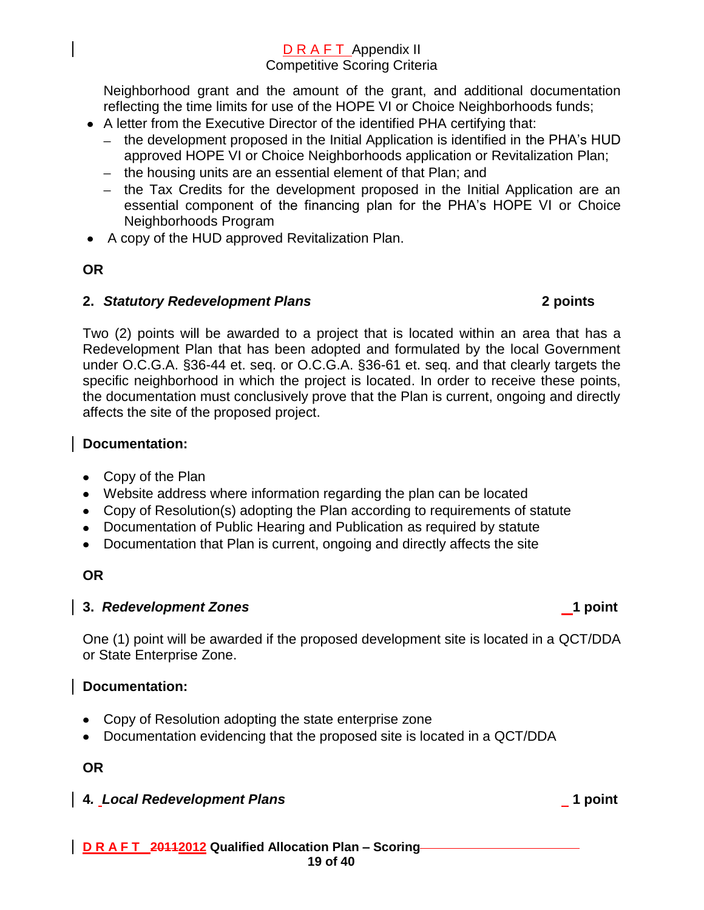Neighborhood grant and the amount of the grant, and additional documentation reflecting the time limits for use of the HOPE VI or Choice Neighborhoods funds;

- A letter from the Executive Director of the identified PHA certifying that:
  - the development proposed in the Initial Application is identified in the PHA's HUD approved HOPE VI or Choice Neighborhoods application or Revitalization Plan;
  - the housing units are an essential element of that Plan; and
  - the Tax Credits for the development proposed in the Initial Application are an essential component of the financing plan for the PHA's HOPE VI or Choice Neighborhoods Program
- A copy of the HUD approved Revitalization Plan.

**OR**

**2. *Statutory Redevelopment Plans*** **2 points**

Two (2) points will be awarded to a project that is located within an area that has a Redevelopment Plan that has been adopted and formulated by the local Government under O.C.G.A. §36-44 et. seq. or O.C.G.A. §36-61 et. seq. and that clearly targets the specific neighborhood in which the project is located. In order to receive these points, the documentation must conclusively prove that the Plan is current, ongoing and directly affects the site of the proposed project.

**Documentation:**

- Copy of the Plan
- Website address where information regarding the plan can be located
- Copy of Resolution(s) adopting the Plan according to requirements of statute
- Documentation of Public Hearing and Publication as required by statute
- Documentation that Plan is current, ongoing and directly affects the site

**OR**

**3. *Redevelopment Zones*** **1 point**

One (1) point will be awarded if the proposed development site is located in a QCT/DDA or State Enterprise Zone.

**Documentation:**

- Copy of Resolution adopting the state enterprise zone
- Documentation evidencing that the proposed site is located in a QCT/DDA

**OR**

**4. *Local Redevelopment Plans*** **1 point**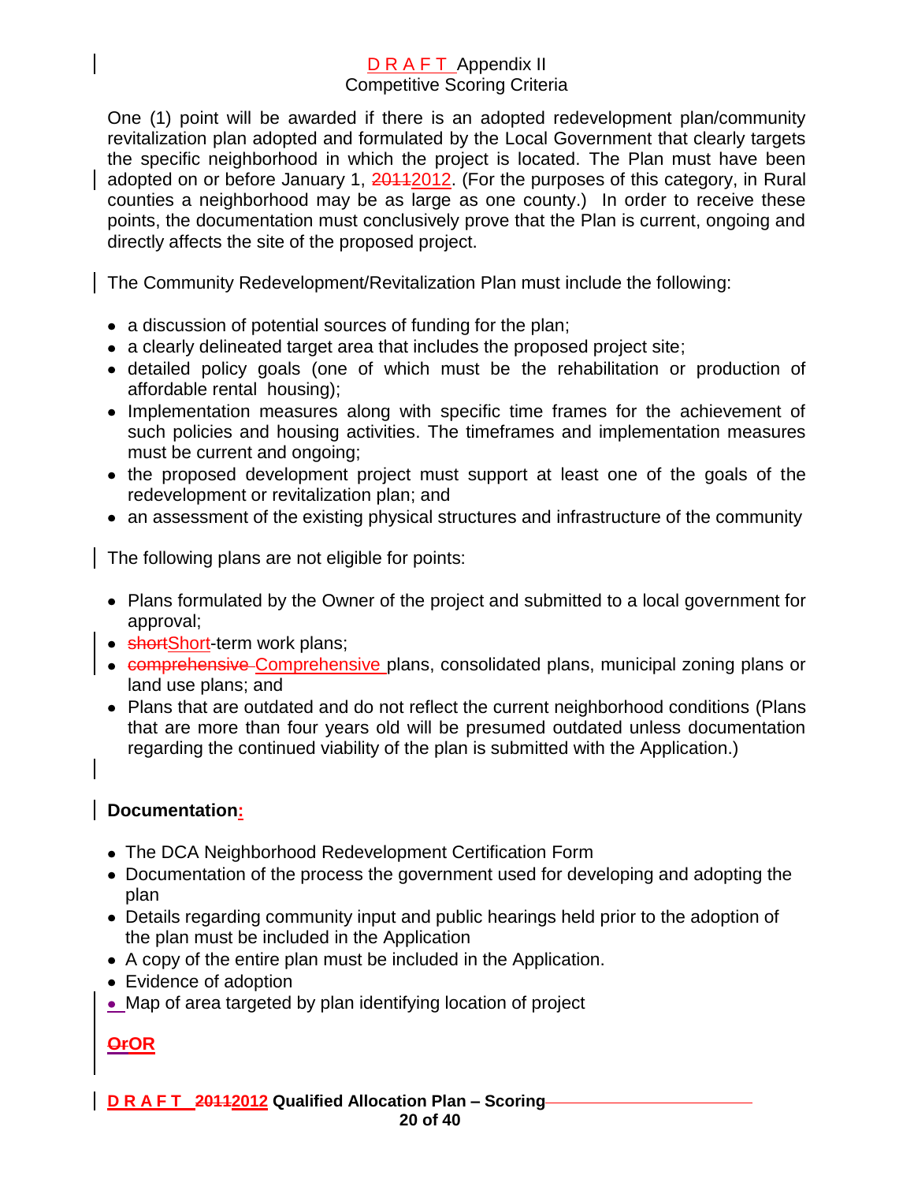One (1) point will be awarded if there is an adopted redevelopment plan/community revitalization plan adopted and formulated by the Local Government that clearly targets the specific neighborhood in which the project is located. The Plan must have been adopted on or before January 1, ~~2011~~2012. (For the purposes of this category, in Rural counties a neighborhood may be as large as one county.) In order to receive these points, the documentation must conclusively prove that the Plan is current, ongoing and directly affects the site of the proposed project.

The Community Redevelopment/Revitalization Plan must include the following:

- a discussion of potential sources of funding for the plan;
- a clearly delineated target area that includes the proposed project site;
- detailed policy goals (one of which must be the rehabilitation or production of affordable rental housing);
- Implementation measures along with specific time frames for the achievement of such policies and housing activities. The timeframes and implementation measures must be current and ongoing;
- the proposed development project must support at least one of the goals of the redevelopment or revitalization plan; and
- an assessment of the existing physical structures and infrastructure of the community

The following plans are not eligible for points:

- Plans formulated by the Owner of the project and submitted to a local government for approval;
- ~~short~~Short-term work plans;
- ~~comprehensive~~ Comprehensive plans, consolidated plans, municipal zoning plans or land use plans; and
- Plans that are outdated and do not reflect the current neighborhood conditions (Plans that are more than four years old will be presumed outdated unless documentation regarding the continued viability of the plan is submitted with the Application.)

**Documentation:**

- The DCA Neighborhood Redevelopment Certification Form
- Documentation of the process the government used for developing and adopting the plan
- Details regarding community input and public hearings held prior to the adoption of the plan must be included in the Application
- A copy of the entire plan must be included in the Application.
- Evidence of adoption
- Map of area targeted by plan identifying location of project

**~~Or~~OR**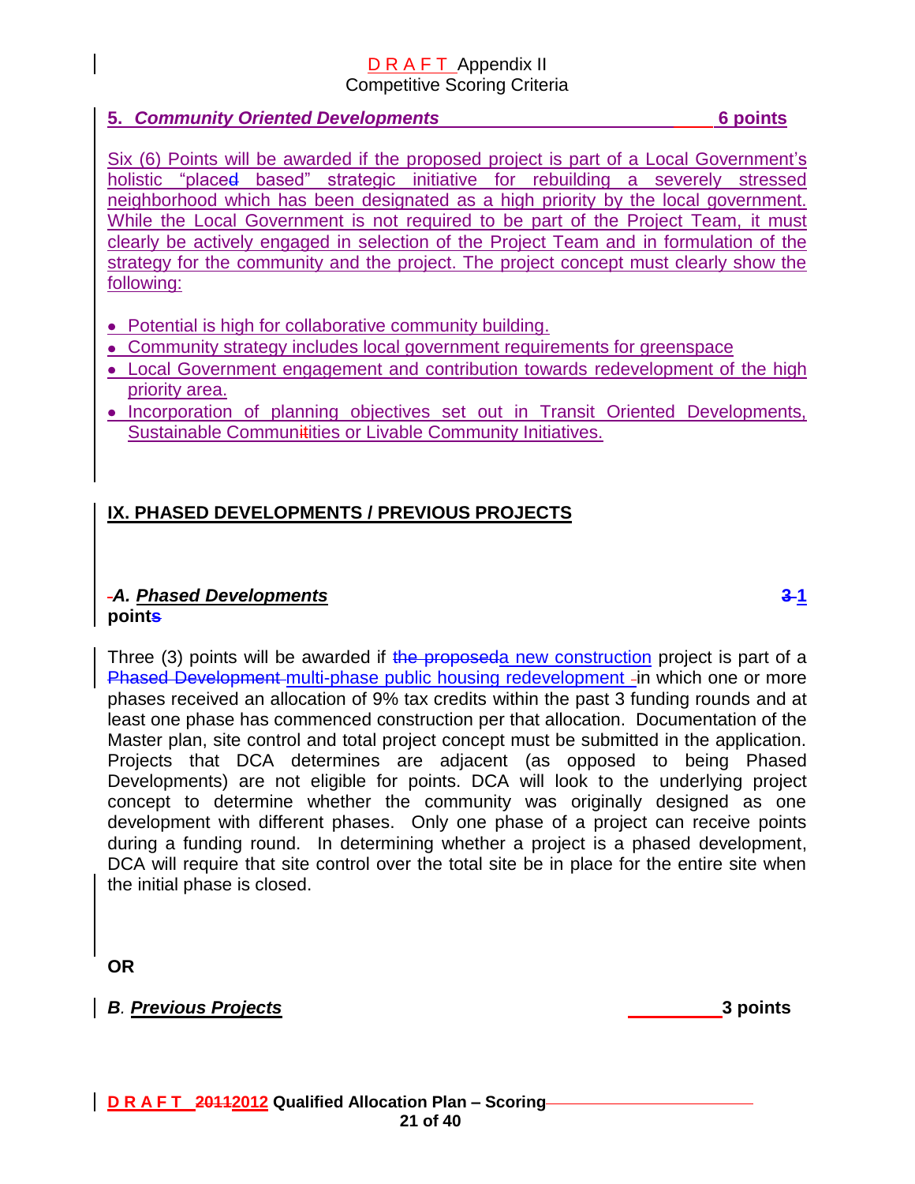### 5. *Community Oriented Developments* 6 points

Six (6) Points will be awarded if the proposed project is part of a Local Government's holistic "placed based" strategic initiative for rebuilding a severely stressed neighborhood which has been designated as a high priority by the local government. While the Local Government is not required to be part of the Project Team, it must clearly be actively engaged in selection of the Project Team and in formulation of the strategy for the community and the project. The project concept must clearly show the following:

- Potential is high for collaborative community building.
- Community strategy includes local government requirements for greenspace
- Local Government engagement and contribution towards redevelopment of the high priority area.
- Incorporation of planning objectives set out in Transit Oriented Developments, Sustainable Communitities or Livable Community Initiatives.

## IX. PHASED DEVELOPMENTS / PREVIOUS PROJECTS

### *A. Phased Developments* ~~3~~ 1 point~~s~~

Three (3) points will be awarded if ~~the proposed~~a new construction project is part of a ~~Phased Development~~ multi-phase public housing redevelopment in which one or more phases received an allocation of 9% tax credits within the past 3 funding rounds and at least one phase has commenced construction per that allocation. Documentation of the Master plan, site control and total project concept must be submitted in the application. Projects that DCA determines are adjacent (as opposed to being Phased Developments) are not eligible for points. DCA will look to the underlying project concept to determine whether the community was originally designed as one development with different phases. Only one phase of a project can receive points during a funding round. In determining whether a project is a phased development, DCA will require that site control over the total site be in place for the entire site when the initial phase is closed.

**OR**

### *B. Previous Projects* 3 points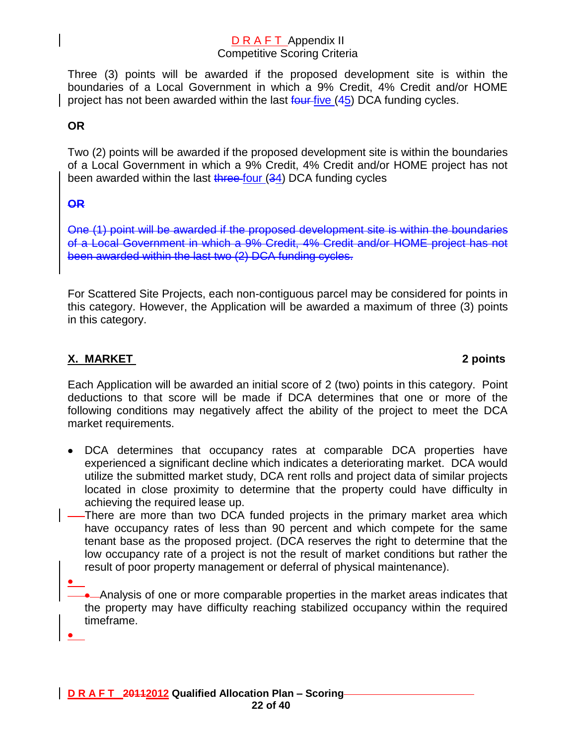Three (3) points will be awarded if the proposed development site is within the boundaries of a Local Government in which a 9% Credit, 4% Credit and/or HOME project has not been awarded within the last ~~four~~ five (~~4~~5) DCA funding cycles.

**OR**

Two (2) points will be awarded if the proposed development site is within the boundaries of a Local Government in which a 9% Credit, 4% Credit and/or HOME project has not been awarded within the last ~~three~~ four (~~3~~4) DCA funding cycles

~~**OR**~~

~~One (1) point will be awarded if the proposed development site is within the boundaries of a Local Government in which a 9% Credit, 4% Credit and/or HOME project has not been awarded within the last two (2) DCA funding cycles.~~

For Scattered Site Projects, each non-contiguous parcel may be considered for points in this category. However, the Application will be awarded a maximum of three (3) points in this category.

## X. MARKET — 2 points

Each Application will be awarded an initial score of 2 (two) points in this category. Point deductions to that score will be made if DCA determines that one or more of the following conditions may negatively affect the ability of the project to meet the DCA market requirements.

- DCA determines that occupancy rates at comparable DCA properties have experienced a significant decline which indicates a deteriorating market. DCA would utilize the submitted market study, DCA rent rolls and project data of similar projects located in close proximity to determine that the property could have difficulty in achieving the required lease up.
- There are more than two DCA funded projects in the primary market area which have occupancy rates of less than 90 percent and which compete for the same tenant base as the proposed project. (DCA reserves the right to determine that the low occupancy rate of a project is not the result of market conditions but rather the result of poor property management or deferral of physical maintenance).
- Analysis of one or more comparable properties in the market areas indicates that the property may have difficulty reaching stabilized occupancy within the required timeframe.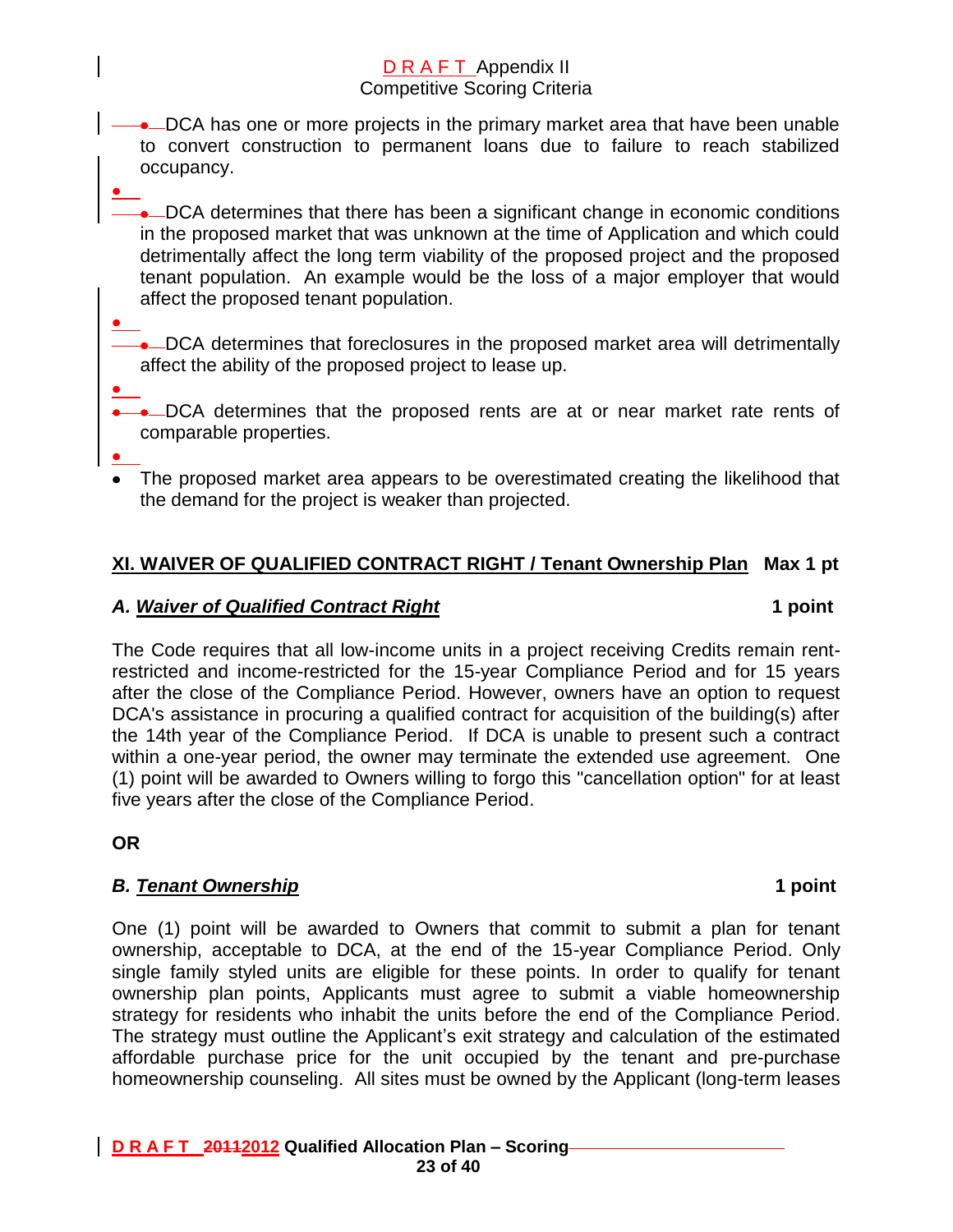- DCA has one or more projects in the primary market area that have been unable to convert construction to permanent loans due to failure to reach stabilized occupancy.
- DCA determines that there has been a significant change in economic conditions in the proposed market that was unknown at the time of Application and which could detrimentally affect the long term viability of the proposed project and the proposed tenant population. An example would be the loss of a major employer that would affect the proposed tenant population.
- DCA determines that foreclosures in the proposed market area will detrimentally affect the ability of the proposed project to lease up.
- DCA determines that the proposed rents are at or near market rate rents of comparable properties.
- The proposed market area appears to be overestimated creating the likelihood that the demand for the project is weaker than projected.

## XI. WAIVER OF QUALIFIED CONTRACT RIGHT / Tenant Ownership Plan — Max 1 pt

### *A. Waiver of Qualified Contract Right* — 1 point

The Code requires that all low-income units in a project receiving Credits remain rent-restricted and income-restricted for the 15-year Compliance Period and for 15 years after the close of the Compliance Period. However, owners have an option to request DCA's assistance in procuring a qualified contract for acquisition of the building(s) after the 14th year of the Compliance Period. If DCA is unable to present such a contract within a one-year period, the owner may terminate the extended use agreement. One (1) point will be awarded to Owners willing to forgo this "cancellation option" for at least five years after the close of the Compliance Period.

**OR**

### *B. Tenant Ownership* — 1 point

One (1) point will be awarded to Owners that commit to submit a plan for tenant ownership, acceptable to DCA, at the end of the 15-year Compliance Period. Only single family styled units are eligible for these points. In order to qualify for tenant ownership plan points, Applicants must agree to submit a viable homeownership strategy for residents who inhabit the units before the end of the Compliance Period. The strategy must outline the Applicant's exit strategy and calculation of the estimated affordable purchase price for the unit occupied by the tenant and pre-purchase homeownership counseling. All sites must be owned by the Applicant (long-term leases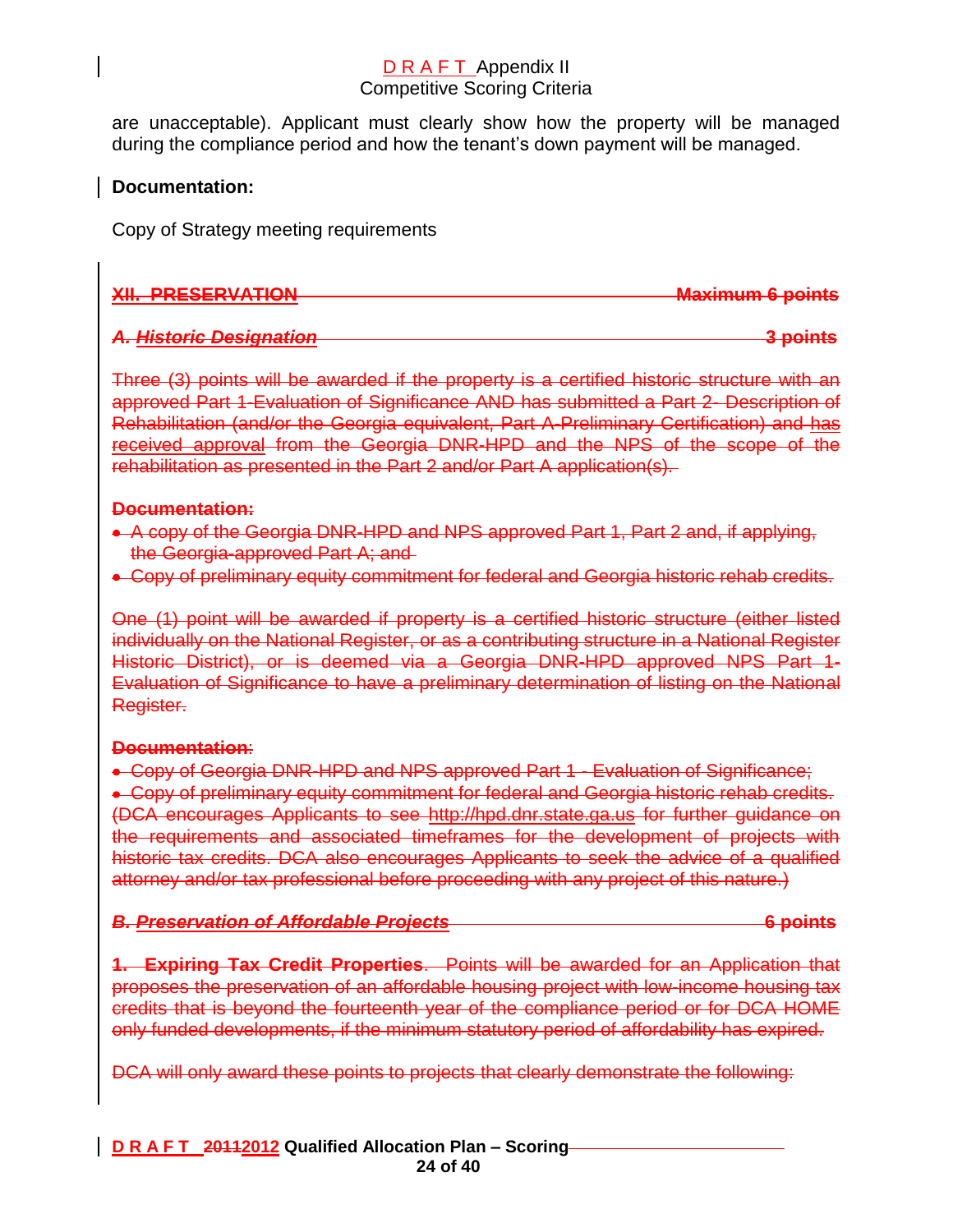are unacceptable). Applicant must clearly show how the property will be managed during the compliance period and how the tenant's down payment will be managed.

**Documentation:**

Copy of Strategy meeting requirements

~~**XII. PRESERVATION** **Maximum 6 points**~~

~~***A. Historic Designation*** **3 points**~~

~~Three (3) points will be awarded if the property is a certified historic structure with an approved Part 1-Evaluation of Significance AND has submitted a Part 2- Description of Rehabilitation (and/or the Georgia equivalent, Part A-Preliminary Certification) and has received approval from the Georgia DNR-HPD and the NPS of the scope of the rehabilitation as presented in the Part 2 and/or Part A application(s).~~

~~**Documentation:**~~

- ~~A copy of the Georgia DNR-HPD and NPS approved Part 1, Part 2 and, if applying, the Georgia-approved Part A; and~~
- ~~Copy of preliminary equity commitment for federal and Georgia historic rehab credits.~~

~~One (1) point will be awarded if property is a certified historic structure (either listed individually on the National Register, or as a contributing structure in a National Register Historic District), or is deemed via a Georgia DNR-HPD approved NPS Part 1-Evaluation of Significance to have a preliminary determination of listing on the National Register.~~

~~**Documentation**:~~

- ~~Copy of Georgia DNR-HPD and NPS approved Part 1 - Evaluation of Significance;~~
- ~~Copy of preliminary equity commitment for federal and Georgia historic rehab credits.~~

~~(DCA encourages Applicants to see http://hpd.dnr.state.ga.us for further guidance on the requirements and associated timeframes for the development of projects with historic tax credits. DCA also encourages Applicants to seek the advice of a qualified attorney and/or tax professional before proceeding with any project of this nature.)~~

~~***B. Preservation of Affordable Projects*** **6 points**~~

~~**1. Expiring Tax Credit Properties**. Points will be awarded for an Application that proposes the preservation of an affordable housing project with low-income housing tax credits that is beyond the fourteenth year of the compliance period or for DCA HOME only funded developments, if the minimum statutory period of affordability has expired.~~

~~DCA will only award these points to projects that clearly demonstrate the following:~~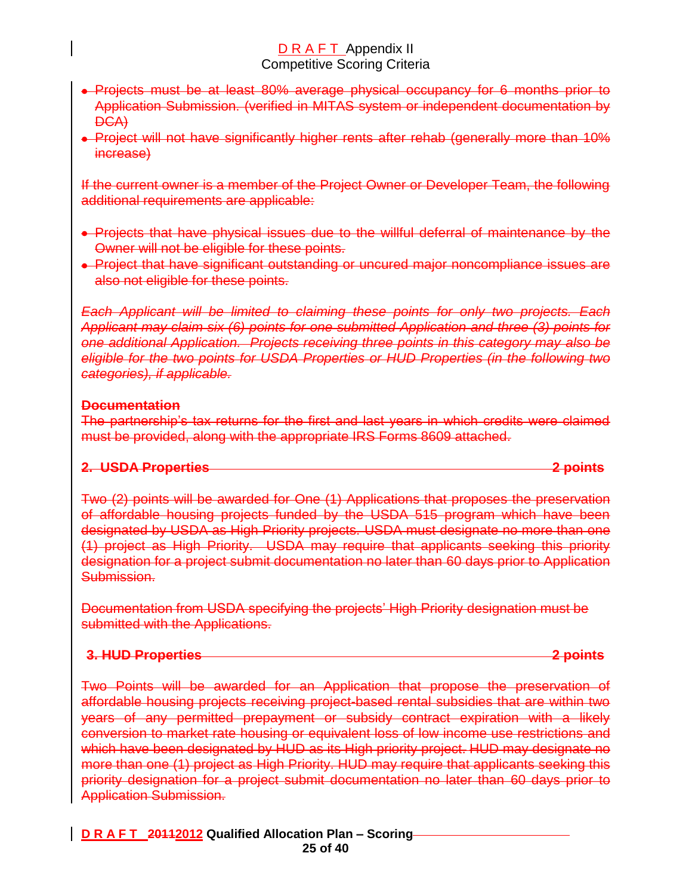- Projects must be at least 80% average physical occupancy for 6 months prior to Application Submission. (verified in MITAS system or independent documentation by DCA)
- Project will not have significantly higher rents after rehab (generally more than 10% increase)

If the current owner is a member of the Project Owner or Developer Team, the following additional requirements are applicable:

- Projects that have physical issues due to the willful deferral of maintenance by the Owner will not be eligible for these points.
- Project that have significant outstanding or uncured major noncompliance issues are also not eligible for these points.

*Each Applicant will be limited to claiming these points for only two projects. Each Applicant may claim six (6) points for one submitted Application and three (3) points for one additional Application. Projects receiving three points in this category may also be eligible for the two points for USDA Properties or HUD Properties (in the following two categories), if applicable.*

**Documentation**

The partnership's tax returns for the first and last years in which credits were claimed must be provided, along with the appropriate IRS Forms 8609 attached.

**2. USDA Properties — 2 points**

Two (2) points will be awarded for One (1) Applications that proposes the preservation of affordable housing projects funded by the USDA 515 program which have been designated by USDA as High Priority projects. USDA must designate no more than one (1) project as High Priority. USDA may require that applicants seeking this priority designation for a project submit documentation no later than 60 days prior to Application Submission.

Documentation from USDA specifying the projects' High Priority designation must be submitted with the Applications.

**3. HUD Properties — 2 points**

Two Points will be awarded for an Application that propose the preservation of affordable housing projects receiving project-based rental subsidies that are within two years of any permitted prepayment or subsidy contract expiration with a likely conversion to market rate housing or equivalent loss of low income use restrictions and which have been designated by HUD as its High priority project. HUD may designate no more than one (1) project as High Priority. HUD may require that applicants seeking this priority designation for a project submit documentation no later than 60 days prior to Application Submission.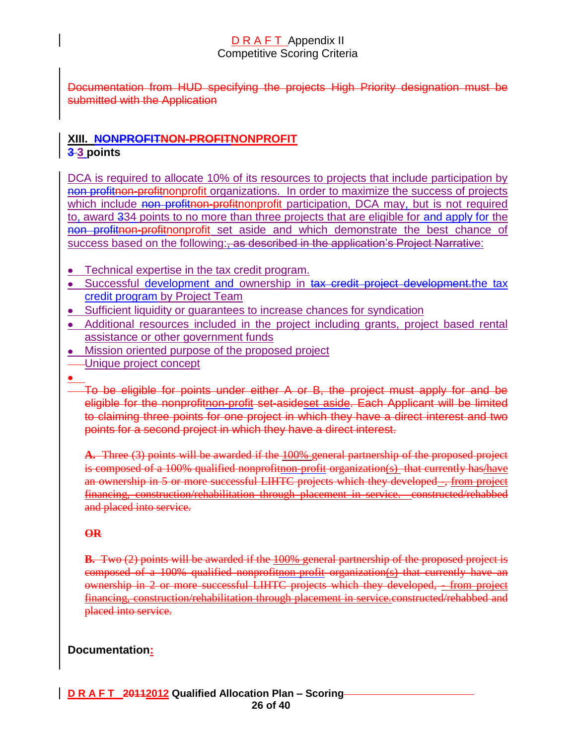Documentation from HUD specifying the projects High Priority designation must be submitted with the Application

## XIII. NONPROFITNON-PROFITNONPROFIT

**3 3 points**

DCA is required to allocate 10% of its resources to projects that include participation by non profitnon-profitnonprofit organizations. In order to maximize the success of projects which include non profitnon-profitnonprofit participation, DCA may, but is not required to, award 334 points to no more than three projects that are eligible for and apply for the non profitnon-profitnonprofit set aside and which demonstrate the best chance of success based on the following:, as described in the application's Project Narrative:

- Technical expertise in the tax credit program.
- Successful development and ownership in tax credit project development.the tax credit program by Project Team
- Sufficient liquidity or guarantees to increase chances for syndication
- Additional resources included in the project including grants, project based rental assistance or other government funds
- Mission oriented purpose of the proposed project
- Unique project concept
-

To be eligible for points under either A or B, the project must apply for and be eligible for the nonprofitnon-profit set-asideset aside. Each Applicant will be limited to claiming three points for one project in which they have a direct interest and two points for a second project in which they have a direct interest.

**A.** Three (3) points will be awarded if the 100% general partnership of the proposed project is composed of a 100% qualified nonprofitnon-profit organization(s) that currently has/have an ownership in 5 or more successful LIHTC projects which they developed , from project financing, construction/rehabilitation through placement in service. constructed/rehabbed and placed into service.

**OR**

**B.** Two (2) points will be awarded if the 100% general partnership of the proposed project is composed of a 100% qualified nonprofitnon-profit organization(s) that currently have an ownership in 2 or more successful LIHTC projects which they developed, - from project financing, construction/rehabilitation through placement in service.constructed/rehabbed and placed into service.

**Documentation:**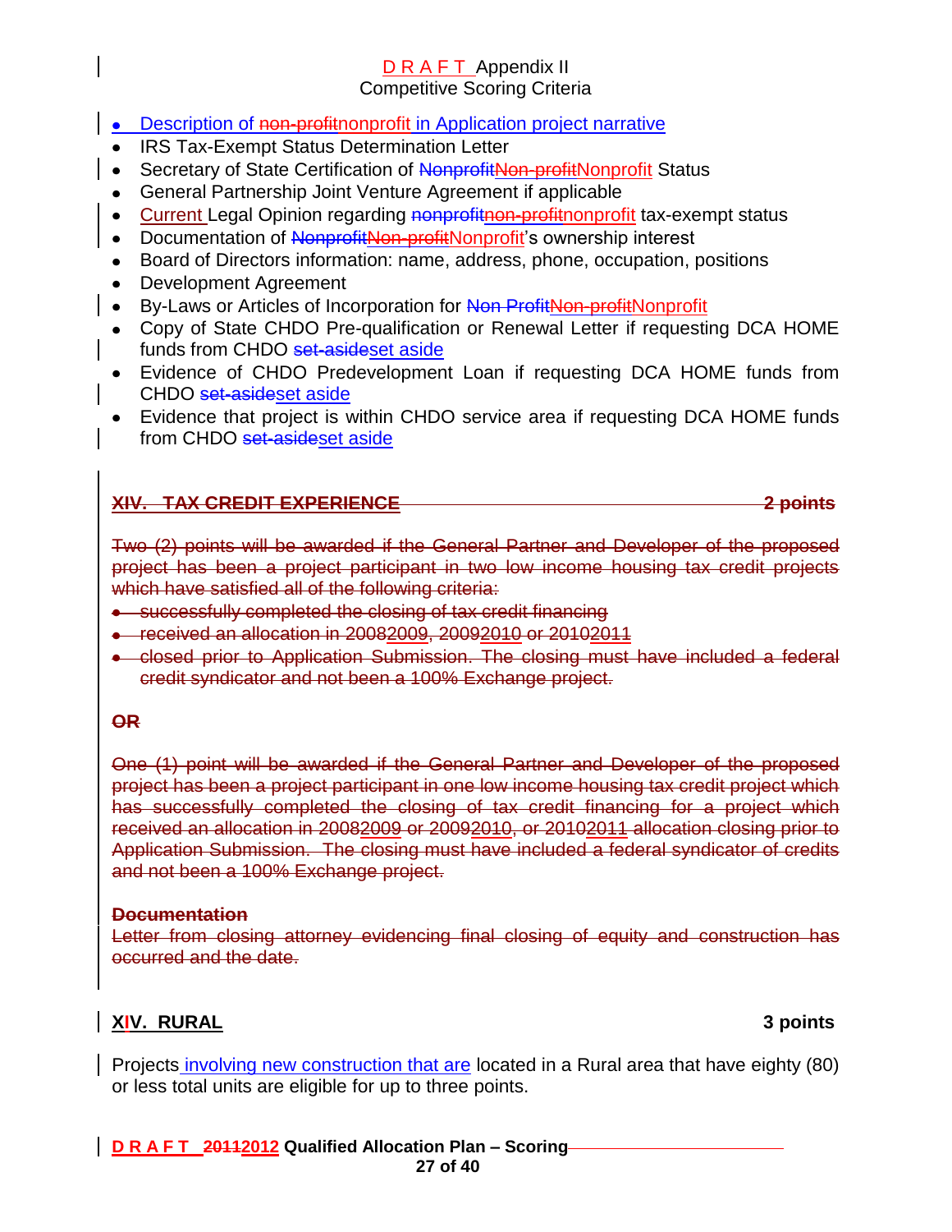- Description of ~~non-profit~~nonprofit in Application project narrative
- IRS Tax-Exempt Status Determination Letter
- Secretary of State Certification of ~~Nonprofit~~~~Non-profit~~Nonprofit Status
- General Partnership Joint Venture Agreement if applicable
- Current Legal Opinion regarding ~~nonprofit~~~~non-profit~~nonprofit tax-exempt status
- Documentation of ~~Nonprofit~~~~Non-profit~~Nonprofit's ownership interest
- Board of Directors information: name, address, phone, occupation, positions
- Development Agreement
- By-Laws or Articles of Incorporation for ~~Non Profit~~~~Non-profit~~Nonprofit
- Copy of State CHDO Pre-qualification or Renewal Letter if requesting DCA HOME funds from CHDO ~~set-aside~~set aside
- Evidence of CHDO Predevelopment Loan if requesting DCA HOME funds from CHDO ~~set-aside~~set aside
- Evidence that project is within CHDO service area if requesting DCA HOME funds from CHDO ~~set-aside~~set aside

## ~~XIV. TAX CREDIT EXPERIENCE 2 points~~

~~Two (2) points will be awarded if the General Partner and Developer of the proposed project has been a project participant in two low income housing tax credit projects which have satisfied all of the following criteria:~~

- ~~successfully completed the closing of tax credit financing~~
- ~~received an allocation in 20082009, 20092010 or 20102011~~
- ~~closed prior to Application Submission. The closing must have included a federal credit syndicator and not been a 100% Exchange project.~~

**~~OR~~**

~~One (1) point will be awarded if the General Partner and Developer of the proposed project has been a project participant in one low income housing tax credit project which has successfully completed the closing of tax credit financing for a project which received an allocation in 20082009 or 20092010, or 20102011 allocation closing prior to Application Submission. The closing must have included a federal syndicator of credits and not been a 100% Exchange project.~~

**~~Documentation~~**

~~Letter from closing attorney evidencing final closing of equity and construction has occurred and the date.~~

## XIV. RURAL 3 points

Projects involving new construction that are located in a Rural area that have eighty (80) or less total units are eligible for up to three points.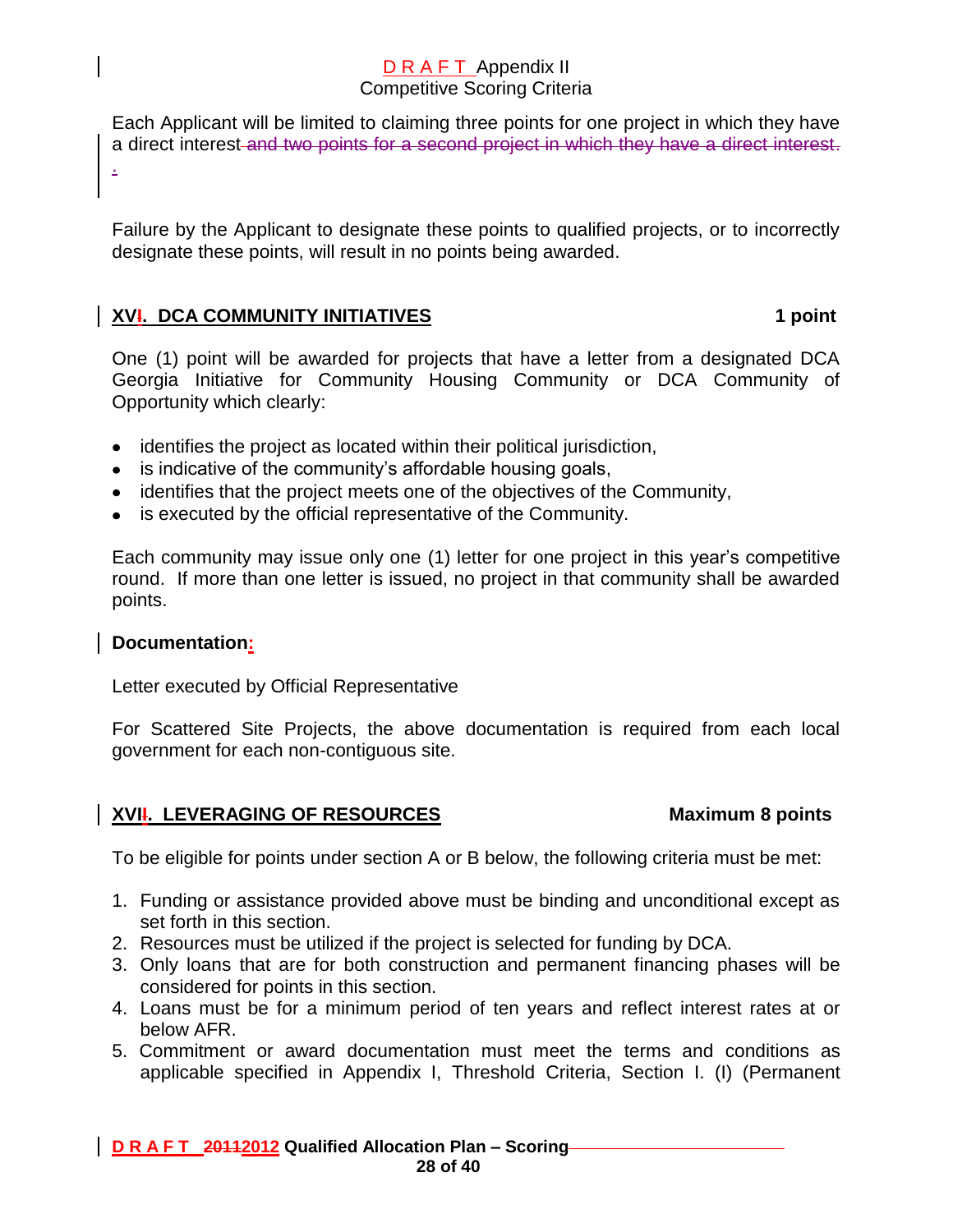Each Applicant will be limited to claiming three points for one project in which they have a direct interest ~~and two points for a second project in which they have a direct interest.~~ .

Failure by the Applicant to designate these points to qualified projects, or to incorrectly designate these points, will result in no points being awarded.

## XVI. DCA COMMUNITY INITIATIVES — 1 point

One (1) point will be awarded for projects that have a letter from a designated DCA Georgia Initiative for Community Housing Community or DCA Community of Opportunity which clearly:

- identifies the project as located within their political jurisdiction,
- is indicative of the community's affordable housing goals,
- identifies that the project meets one of the objectives of the Community,
- is executed by the official representative of the Community.

Each community may issue only one (1) letter for one project in this year's competitive round. If more than one letter is issued, no project in that community shall be awarded points.

**Documentation:**

Letter executed by Official Representative

For Scattered Site Projects, the above documentation is required from each local government for each non-contiguous site.

## XVII. LEVERAGING OF RESOURCES — Maximum 8 points

To be eligible for points under section A or B below, the following criteria must be met:

1. Funding or assistance provided above must be binding and unconditional except as set forth in this section.
2. Resources must be utilized if the project is selected for funding by DCA.
3. Only loans that are for both construction and permanent financing phases will be considered for points in this section.
4. Loans must be for a minimum period of ten years and reflect interest rates at or below AFR.
5. Commitment or award documentation must meet the terms and conditions as applicable specified in Appendix I, Threshold Criteria, Section I. (I) (Permanent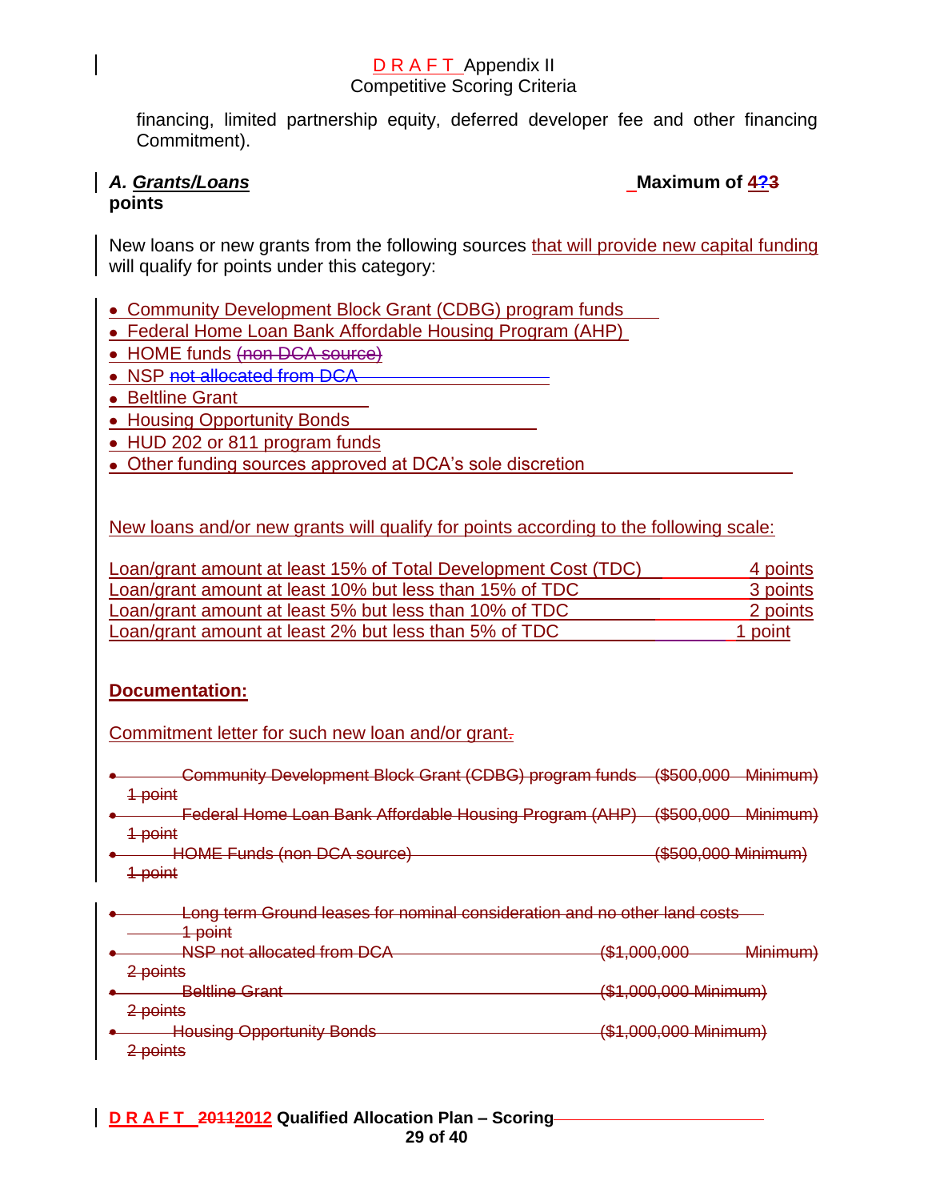financing, limited partnership equity, deferred developer fee and other financing Commitment).

**_A. Grants/Loans_** **Maximum of 4?3 points**

New loans or new grants from the following sources that will provide new capital funding will qualify for points under this category:

- Community Development Block Grant (CDBG) program funds
- Federal Home Loan Bank Affordable Housing Program (AHP)
- HOME funds ~~(non DCA source)~~
- NSP ~~not allocated from DCA~~
- Beltline Grant
- Housing Opportunity Bonds
- HUD 202 or 811 program funds
- Other funding sources approved at DCA's sole discretion

New loans and/or new grants will qualify for points according to the following scale:

| | |
|---|---|
| Loan/grant amount at least 15% of Total Development Cost (TDC) | 4 points |
| Loan/grant amount at least 10% but less than 15% of TDC | 3 points |
| Loan/grant amount at least 5% but less than 10% of TDC | 2 points |
| Loan/grant amount at least 2% but less than 5% of TDC | 1 point |

**Documentation:**

Commitment letter for such new loan and/or grant~~.~~

- ~~Community Development Block Grant (CDBG) program funds (\$500,000 Minimum) 1 point~~
- ~~Federal Home Loan Bank Affordable Housing Program (AHP) (\$500,000 Minimum) 1 point~~
- ~~HOME Funds (non DCA source) (\$500,000 Minimum) 1 point~~

- ~~Long term Ground leases for nominal consideration and no other land costs 1 point~~
- ~~NSP not allocated from DCA (\$1,000,000 Minimum) 2 points~~
- ~~Beltline Grant (\$1,000,000 Minimum) 2 points~~
- ~~Housing Opportunity Bonds (\$1,000,000 Minimum) 2 points~~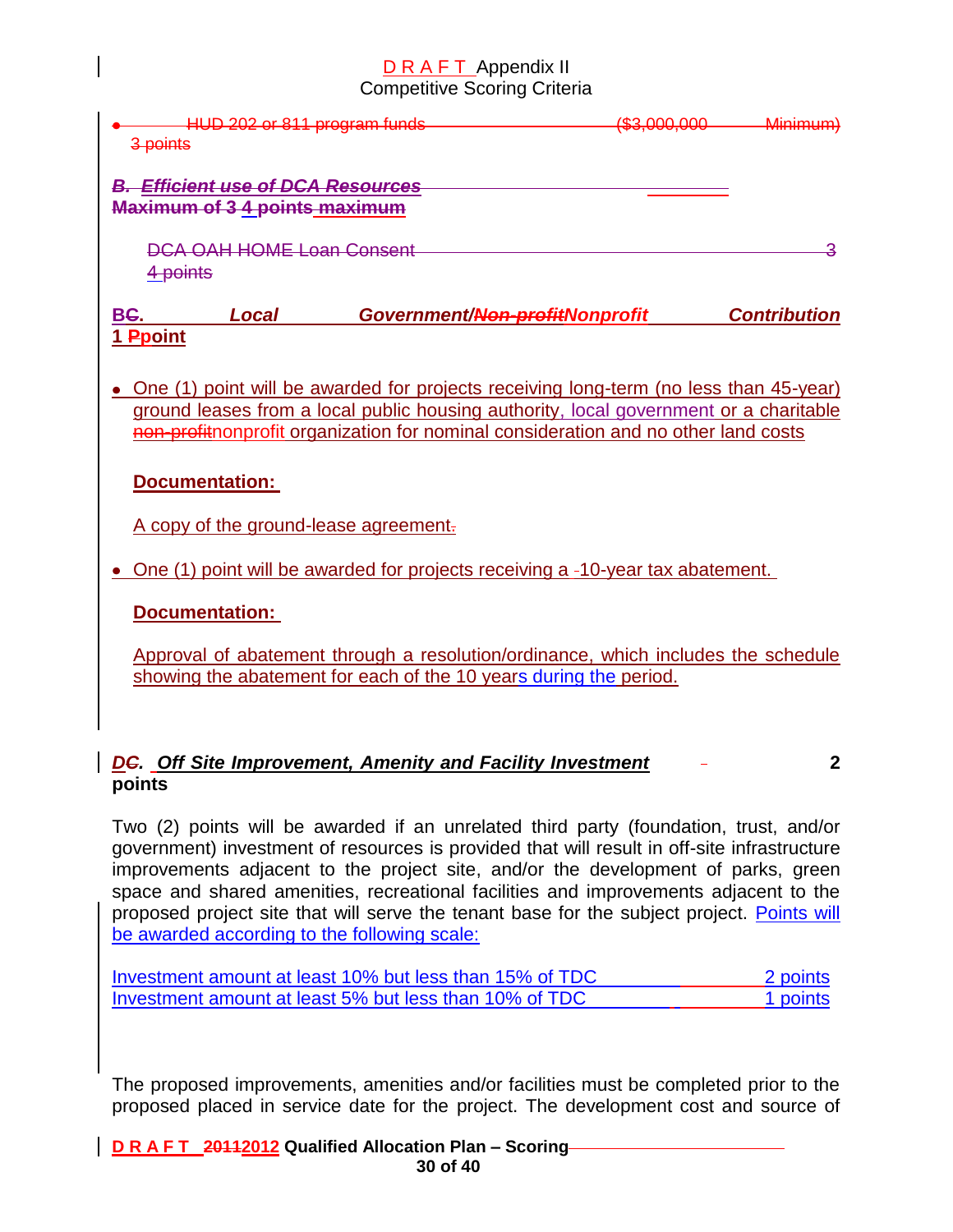- HUD 202 or 811 program funds (\$3,000,000 Minimum) 3 points

***B. Efficient use of DCA Resources***
**Maximum of 3 4 points maximum**

DCA OAH HOME Loan Consent 3 4 points

**B*C*. *Local Government/Non-profitNonprofit Contribution* 1 Ppoint**

- One (1) point will be awarded for projects receiving long-term (no less than 45-year) ground leases from a local public housing authority, local government or a charitable non-profitnonprofit organization for nominal consideration and no other land costs

  **Documentation:**

  A copy of the ground-lease agreement.

- One (1) point will be awarded for projects receiving a -10-year tax abatement.

  **Documentation:**

  Approval of abatement through a resolution/ordinance, which includes the schedule showing the abatement for each of the 10 years during the period.

***DC. Off Site Improvement, Amenity and Facility Investment* 2 points**

Two (2) points will be awarded if an unrelated third party (foundation, trust, and/or government) investment of resources is provided that will result in off-site infrastructure improvements adjacent to the project site, and/or the development of parks, green space and shared amenities, recreational facilities and improvements adjacent to the proposed project site that will serve the tenant base for the subject project. Points will be awarded according to the following scale:

| | |
|---|---|
| Investment amount at least 10% but less than 15% of TDC | 2 points |
| Investment amount at least 5% but less than 10% of TDC | 1 points |

The proposed improvements, amenities and/or facilities must be completed prior to the proposed placed in service date for the project. The development cost and source of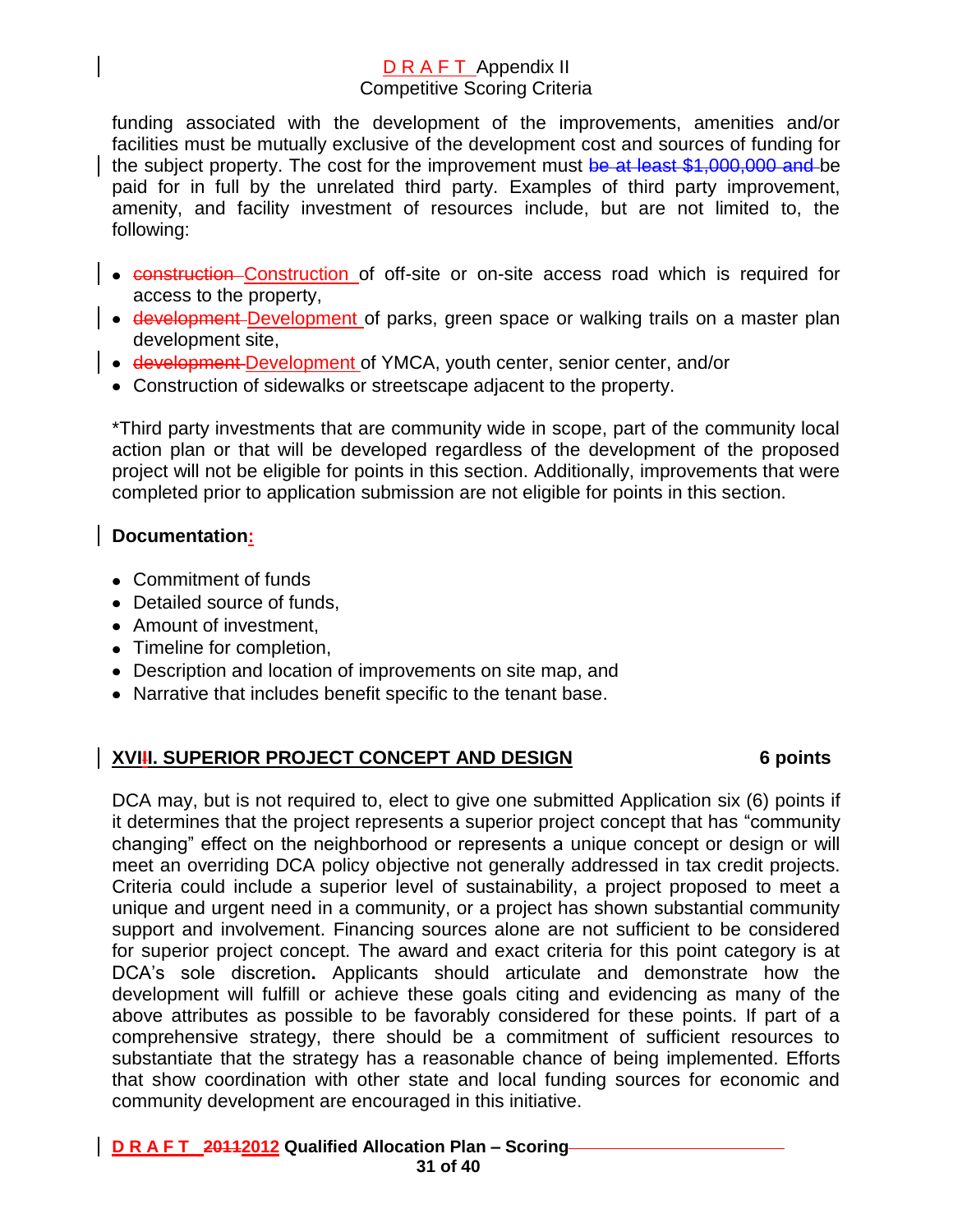funding associated with the development of the improvements, amenities and/or facilities must be mutually exclusive of the development cost and sources of funding for the subject property. The cost for the improvement must ~~be at least $1,000,000 and~~ be paid for in full by the unrelated third party. Examples of third party improvement, amenity, and facility investment of resources include, but are not limited to, the following:

- ~~construction~~ Construction of off-site or on-site access road which is required for access to the property,
- ~~development~~ Development of parks, green space or walking trails on a master plan development site,
- ~~development~~ Development of YMCA, youth center, senior center, and/or
- Construction of sidewalks or streetscape adjacent to the property.

*Third party investments that are community wide in scope, part of the community local action plan or that will be developed regardless of the development of the proposed project will not be eligible for points in this section. Additionally, improvements that were completed prior to application submission are not eligible for points in this section.

**Documentation:**

- Commitment of funds
- Detailed source of funds,
- Amount of investment,
- Timeline for completion,
- Description and location of improvements on site map, and
- Narrative that includes benefit specific to the tenant base.

## XVI~~I~~I. SUPERIOR PROJECT CONCEPT AND DESIGN — 6 points

DCA may, but is not required to, elect to give one submitted Application six (6) points if it determines that the project represents a superior project concept that has "community changing" effect on the neighborhood or represents a unique concept or design or will meet an overriding DCA policy objective not generally addressed in tax credit projects. Criteria could include a superior level of sustainability, a project proposed to meet a unique and urgent need in a community, or a project has shown substantial community support and involvement. Financing sources alone are not sufficient to be considered for superior project concept. The award and exact criteria for this point category is at DCA's sole discretion**.** Applicants should articulate and demonstrate how the development will fulfill or achieve these goals citing and evidencing as many of the above attributes as possible to be favorably considered for these points. If part of a comprehensive strategy, there should be a commitment of sufficient resources to substantiate that the strategy has a reasonable chance of being implemented. Efforts that show coordination with other state and local funding sources for economic and community development are encouraged in this initiative.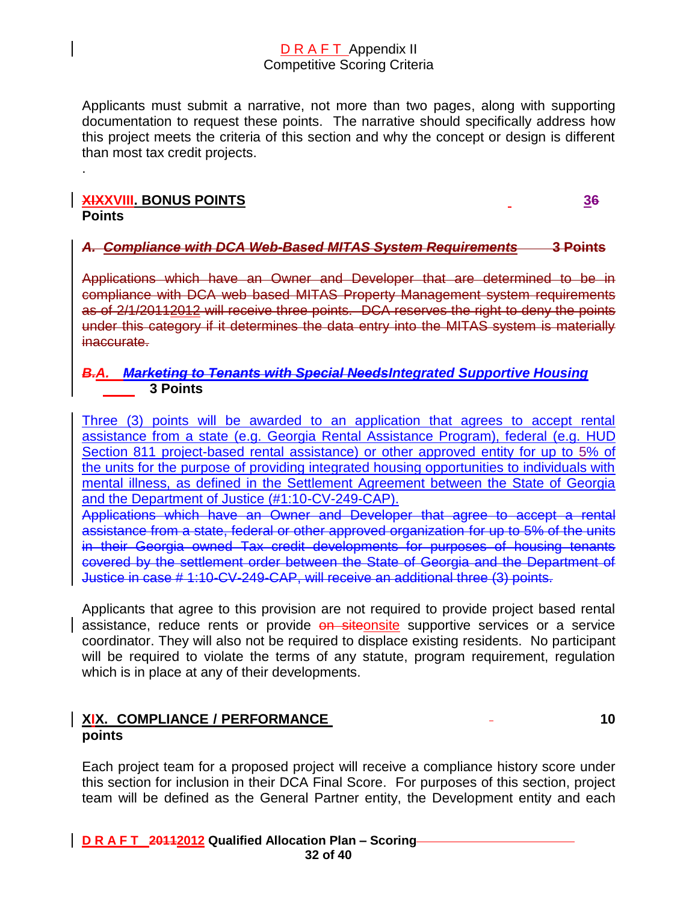Applicants must submit a narrative, not more than two pages, along with supporting documentation to request these points. The narrative should specifically address how this project meets the criteria of this section and why the concept or design is different than most tax credit projects.

.

## ~~XIX~~XVIII. BONUS POINTS 3~~6~~ Points

### ~~*A. Compliance with DCA Web-Based MITAS System Requirements* 3 Points~~

~~Applications which have an Owner and Developer that are determined to be in compliance with DCA web based MITAS Property Management system requirements as of 2/1/20112012 will receive three points. DCA reserves the right to deny the points under this category if it determines the data entry into the MITAS system is materially inaccurate.~~

### *~~B.~~A. ~~Marketing to Tenants with Special Needs~~Integrated Supportive Housing* 3 Points

Three (3) points will be awarded to an application that agrees to accept rental assistance from a state (e.g. Georgia Rental Assistance Program), federal (e.g. HUD Section 811 project-based rental assistance) or other approved entity for up to 5% of the units for the purpose of providing integrated housing opportunities to individuals with mental illness, as defined in the Settlement Agreement between the State of Georgia and the Department of Justice (#1:10-CV-249-CAP).

~~Applications which have an Owner and Developer that agree to accept a rental assistance from a state, federal or other approved organization for up to 5% of the units in their Georgia owned Tax credit developments for purposes of housing tenants covered by the settlement order between the State of Georgia and the Department of Justice in case # 1:10-CV-249-CAP, will receive an additional three (3) points.~~

Applicants that agree to this provision are not required to provide project based rental assistance, reduce rents or provide ~~on-site~~onsite supportive services or a service coordinator. They will also not be required to displace existing residents. No participant will be required to violate the terms of any statute, program requirement, regulation which is in place at any of their developments.

## X~~I~~X. COMPLIANCE / PERFORMANCE 10 points

Each project team for a proposed project will receive a compliance history score under this section for inclusion in their DCA Final Score. For purposes of this section, project team will be defined as the General Partner entity, the Development entity and each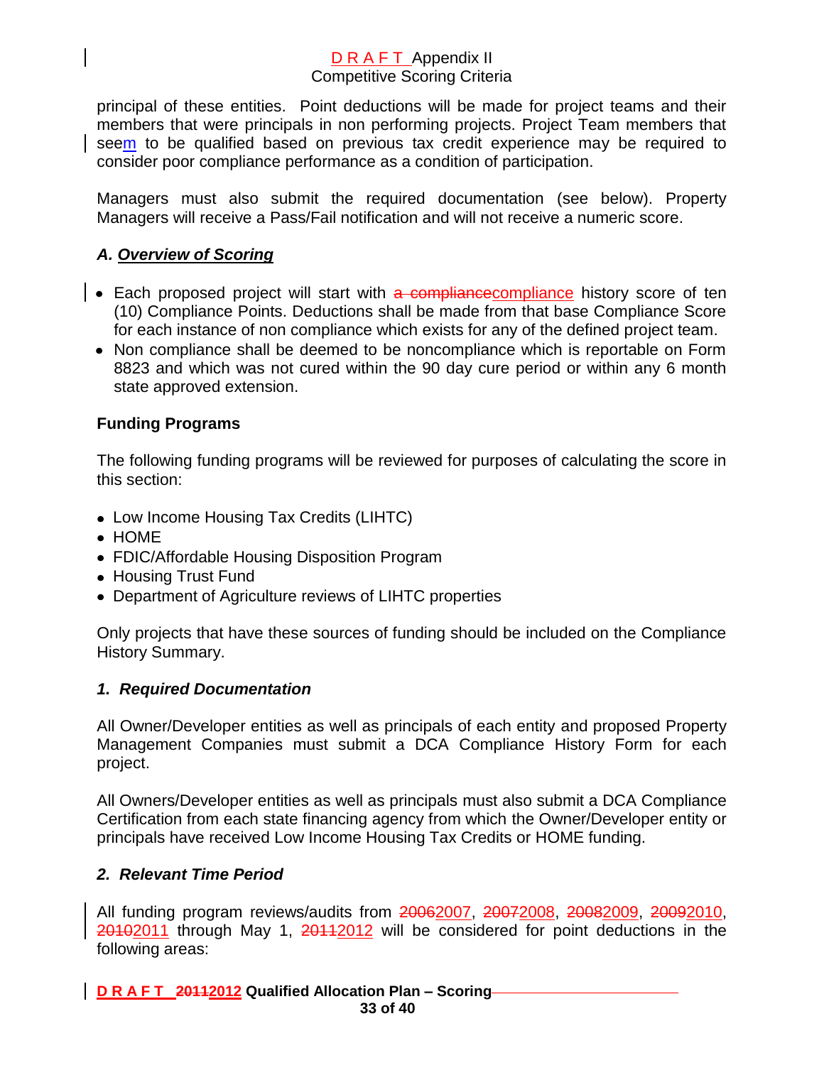principal of these entities. Point deductions will be made for project teams and their members that were principals in non performing projects. Project Team members that seem to be qualified based on previous tax credit experience may be required to consider poor compliance performance as a condition of participation.

Managers must also submit the required documentation (see below). Property Managers will receive a Pass/Fail notification and will not receive a numeric score.

### *A. Overview of Scoring*

- Each proposed project will start with ~~a compliance~~compliance history score of ten (10) Compliance Points. Deductions shall be made from that base Compliance Score for each instance of non compliance which exists for any of the defined project team.
- Non compliance shall be deemed to be noncompliance which is reportable on Form 8823 and which was not cured within the 90 day cure period or within any 6 month state approved extension.

### Funding Programs

The following funding programs will be reviewed for purposes of calculating the score in this section:

- Low Income Housing Tax Credits (LIHTC)
- HOME
- FDIC/Affordable Housing Disposition Program
- Housing Trust Fund
- Department of Agriculture reviews of LIHTC properties

Only projects that have these sources of funding should be included on the Compliance History Summary.

### *1. Required Documentation*

All Owner/Developer entities as well as principals of each entity and proposed Property Management Companies must submit a DCA Compliance History Form for each project.

All Owners/Developer entities as well as principals must also submit a DCA Compliance Certification from each state financing agency from which the Owner/Developer entity or principals have received Low Income Housing Tax Credits or HOME funding.

### *2. Relevant Time Period*

All funding program reviews/audits from ~~2006~~2007, ~~2007~~2008, ~~2008~~2009, ~~2009~~2010, ~~2010~~2011 through May 1, ~~2011~~2012 will be considered for point deductions in the following areas: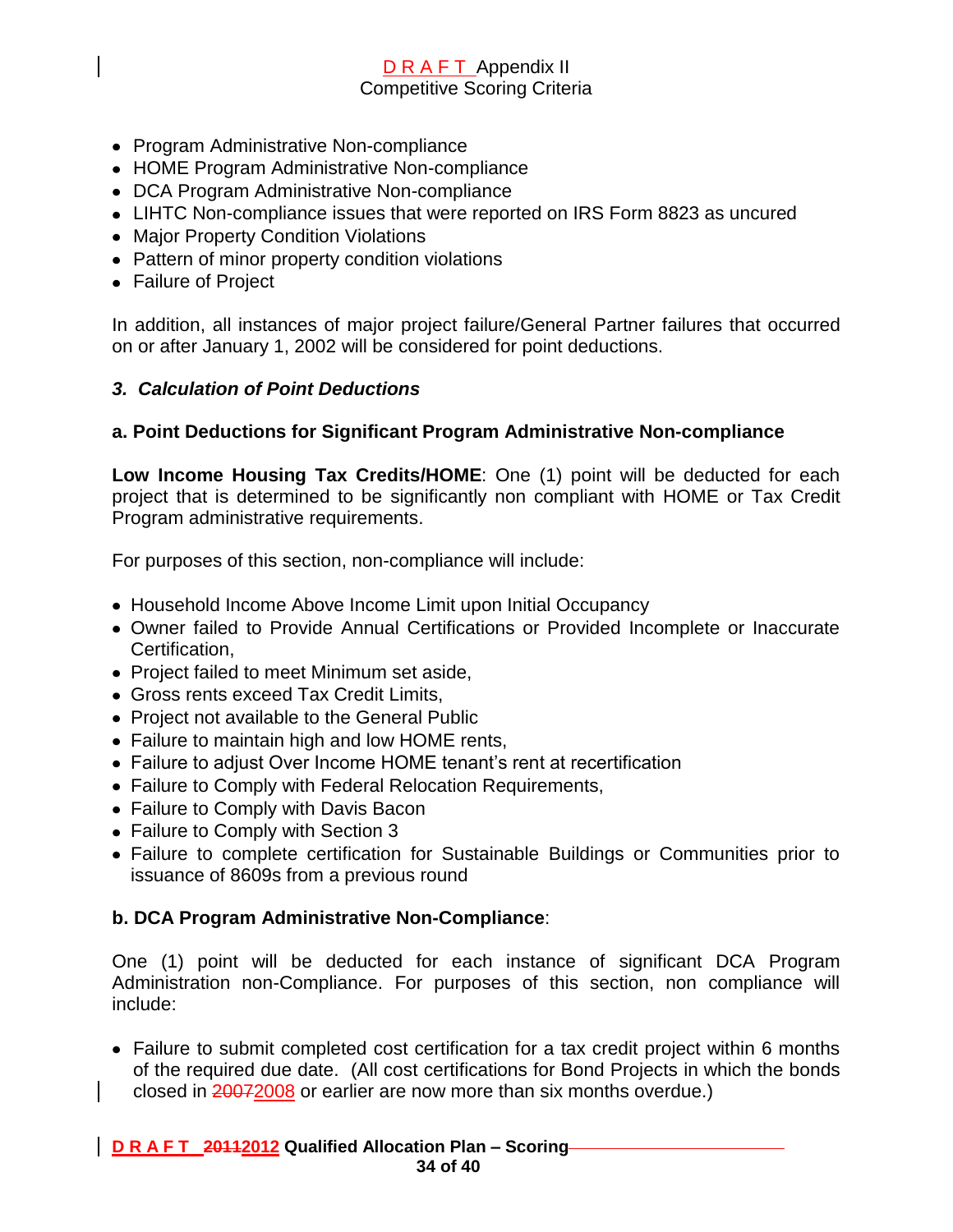- Program Administrative Non-compliance
- HOME Program Administrative Non-compliance
- DCA Program Administrative Non-compliance
- LIHTC Non-compliance issues that were reported on IRS Form 8823 as uncured
- Major Property Condition Violations
- Pattern of minor property condition violations
- Failure of Project

In addition, all instances of major project failure/General Partner failures that occurred on or after January 1, 2002 will be considered for point deductions.

### *3. Calculation of Point Deductions*

#### a. Point Deductions for Significant Program Administrative Non-compliance

**Low Income Housing Tax Credits/HOME**: One (1) point will be deducted for each project that is determined to be significantly non compliant with HOME or Tax Credit Program administrative requirements.

For purposes of this section, non-compliance will include:

- Household Income Above Income Limit upon Initial Occupancy
- Owner failed to Provide Annual Certifications or Provided Incomplete or Inaccurate Certification,
- Project failed to meet Minimum set aside,
- Gross rents exceed Tax Credit Limits,
- Project not available to the General Public
- Failure to maintain high and low HOME rents,
- Failure to adjust Over Income HOME tenant's rent at recertification
- Failure to Comply with Federal Relocation Requirements,
- Failure to Comply with Davis Bacon
- Failure to Comply with Section 3
- Failure to complete certification for Sustainable Buildings or Communities prior to issuance of 8609s from a previous round

#### b. DCA Program Administrative Non-Compliance:

One (1) point will be deducted for each instance of significant DCA Program Administration non-Compliance. For purposes of this section, non compliance will include:

- Failure to submit completed cost certification for a tax credit project within 6 months of the required due date. (All cost certifications for Bond Projects in which the bonds closed in ~~2007~~2008 or earlier are now more than six months overdue.)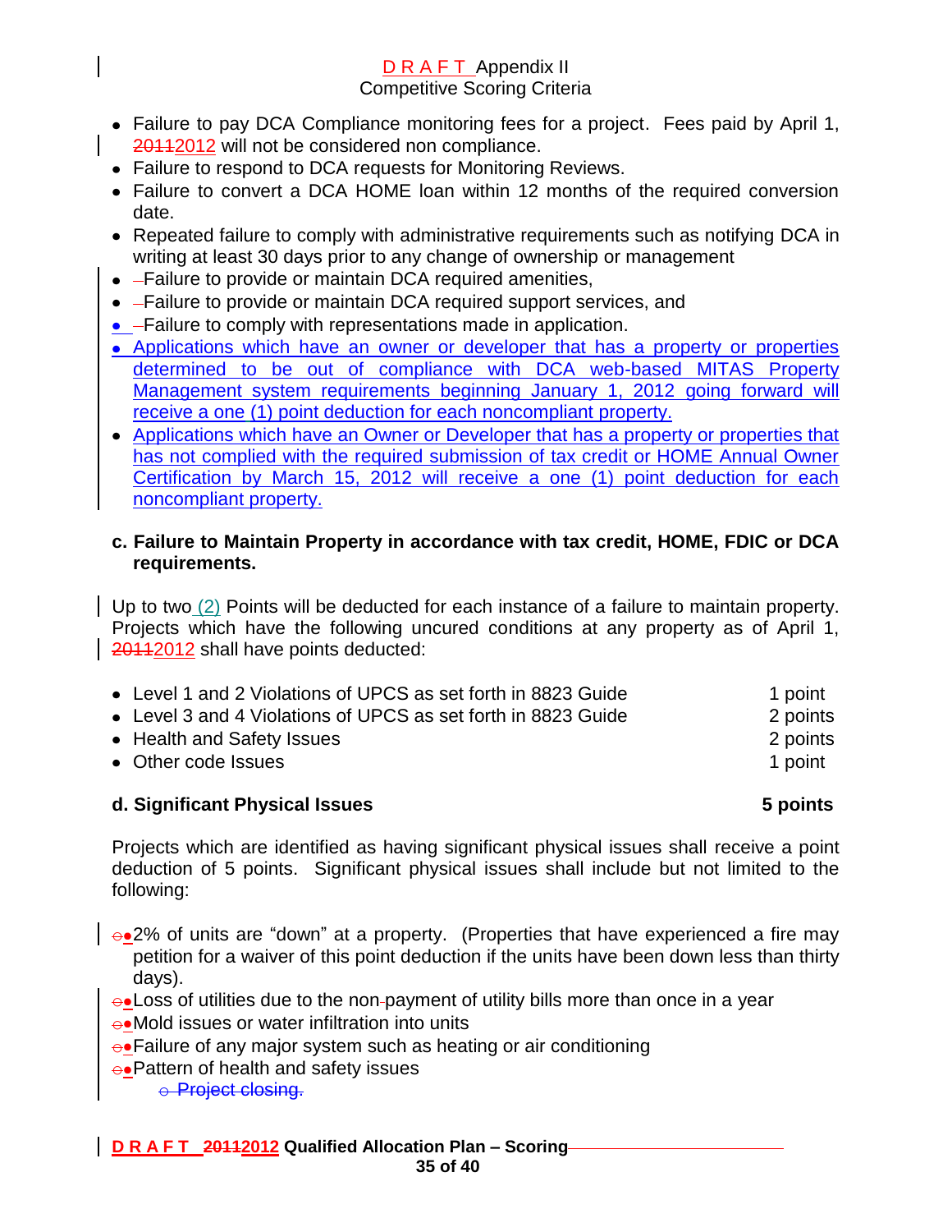- Failure to pay DCA Compliance monitoring fees for a project. Fees paid by April 1, 20112012 will not be considered non compliance.
- Failure to respond to DCA requests for Monitoring Reviews.
- Failure to convert a DCA HOME loan within 12 months of the required conversion date.
- Repeated failure to comply with administrative requirements such as notifying DCA in writing at least 30 days prior to any change of ownership or management
- Failure to provide or maintain DCA required amenities,
- Failure to provide or maintain DCA required support services, and
- Failure to comply with representations made in application.
- Applications which have an owner or developer that has a property or properties determined to be out of compliance with DCA web-based MITAS Property Management system requirements beginning January 1, 2012 going forward will receive a one (1) point deduction for each noncompliant property.
- Applications which have an Owner or Developer that has a property or properties that has not complied with the required submission of tax credit or HOME Annual Owner Certification by March 15, 2012 will receive a one (1) point deduction for each noncompliant property.

**c. Failure to Maintain Property in accordance with tax credit, HOME, FDIC or DCA requirements.**

Up to two (2) Points will be deducted for each instance of a failure to maintain property. Projects which have the following uncured conditions at any property as of April 1, 20112012 shall have points deducted:

| | |
|---|---|
| Level 1 and 2 Violations of UPCS as set forth in 8823 Guide | 1 point |
| Level 3 and 4 Violations of UPCS as set forth in 8823 Guide | 2 points |
| Health and Safety Issues | 2 points |
| Other code Issues | 1 point |

**d. Significant Physical Issues** **5 points**

Projects which are identified as having significant physical issues shall receive a point deduction of 5 points. Significant physical issues shall include but not limited to the following:

- 2% of units are "down" at a property. (Properties that have experienced a fire may petition for a waiver of this point deduction if the units have been down less than thirty days).
- Loss of utilities due to the non-payment of utility bills more than once in a year
- Mold issues or water infiltration into units
- Failure of any major system such as heating or air conditioning
- Pattern of health and safety issues
  - ~~Project closing.~~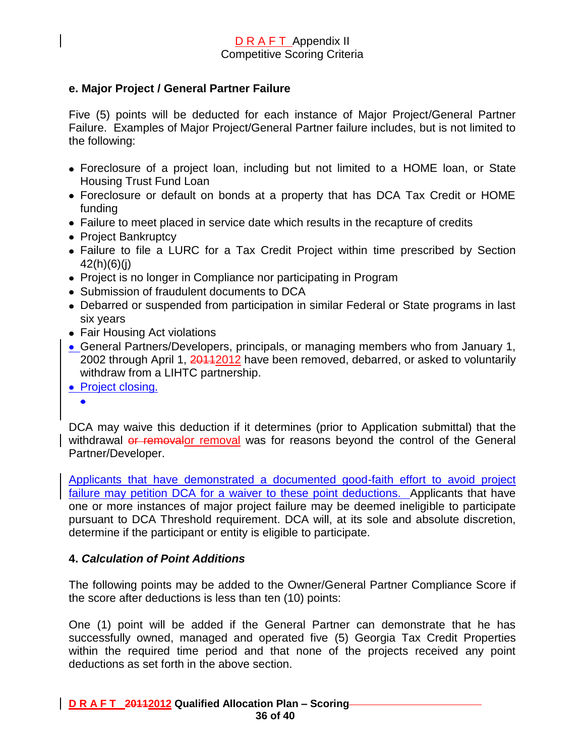## e. Major Project / General Partner Failure

Five (5) points will be deducted for each instance of Major Project/General Partner Failure. Examples of Major Project/General Partner failure includes, but is not limited to the following:

- Foreclosure of a project loan, including but not limited to a HOME loan, or State Housing Trust Fund Loan
- Foreclosure or default on bonds at a property that has DCA Tax Credit or HOME funding
- Failure to meet placed in service date which results in the recapture of credits
- Project Bankruptcy
- Failure to file a LURC for a Tax Credit Project within time prescribed by Section 42(h)(6)(j)
- Project is no longer in Compliance nor participating in Program
- Submission of fraudulent documents to DCA
- Debarred or suspended from participation in similar Federal or State programs in last six years
- Fair Housing Act violations
- General Partners/Developers, principals, or managing members who from January 1, 2002 through April 1, ~~2011~~2012 have been removed, debarred, or asked to voluntarily withdraw from a LIHTC partnership.
- Project closing.

DCA may waive this deduction if it determines (prior to Application submittal) that the withdrawal ~~or removal~~or removal was for reasons beyond the control of the General Partner/Developer.

Applicants that have demonstrated a documented good-faith effort to avoid project failure may petition DCA for a waiver to these point deductions. Applicants that have one or more instances of major project failure may be deemed ineligible to participate pursuant to DCA Threshold requirement. DCA will, at its sole and absolute discretion, determine if the participant or entity is eligible to participate.

## 4. *Calculation of Point Additions*

The following points may be added to the Owner/General Partner Compliance Score if the score after deductions is less than ten (10) points:

One (1) point will be added if the General Partner can demonstrate that he has successfully owned, managed and operated five (5) Georgia Tax Credit Properties within the required time period and that none of the projects received any point deductions as set forth in the above section.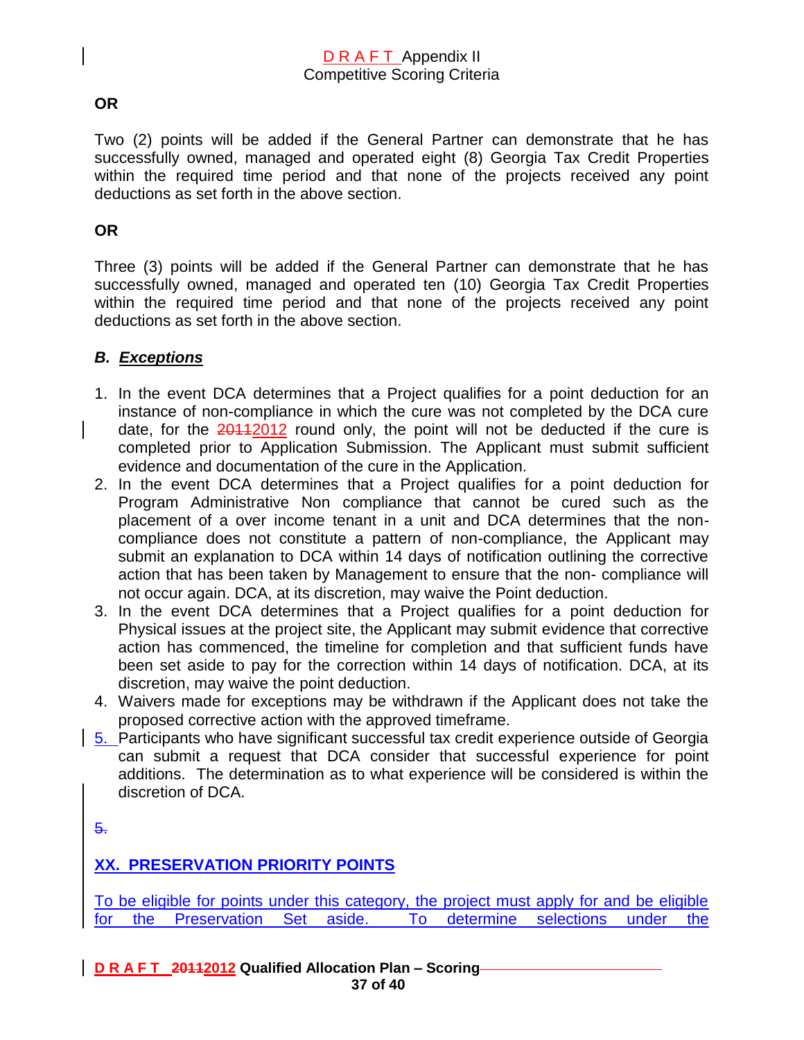**OR**

Two (2) points will be added if the General Partner can demonstrate that he has successfully owned, managed and operated eight (8) Georgia Tax Credit Properties within the required time period and that none of the projects received any point deductions as set forth in the above section.

**OR**

Three (3) points will be added if the General Partner can demonstrate that he has successfully owned, managed and operated ten (10) Georgia Tax Credit Properties within the required time period and that none of the projects received any point deductions as set forth in the above section.

### *B. Exceptions*

1. In the event DCA determines that a Project qualifies for a point deduction for an instance of non-compliance in which the cure was not completed by the DCA cure date, for the ~~2011~~2012 round only, the point will not be deducted if the cure is completed prior to Application Submission. The Applicant must submit sufficient evidence and documentation of the cure in the Application.
2. In the event DCA determines that a Project qualifies for a point deduction for Program Administrative Non compliance that cannot be cured such as the placement of a over income tenant in a unit and DCA determines that the non-compliance does not constitute a pattern of non-compliance, the Applicant may submit an explanation to DCA within 14 days of notification outlining the corrective action that has been taken by Management to ensure that the non- compliance will not occur again. DCA, at its discretion, may waive the Point deduction.
3. In the event DCA determines that a Project qualifies for a point deduction for Physical issues at the project site, the Applicant may submit evidence that corrective action has commenced, the timeline for completion and that sufficient funds have been set aside to pay for the correction within 14 days of notification. DCA, at its discretion, may waive the point deduction.
4. Waivers made for exceptions may be withdrawn if the Applicant does not take the proposed corrective action with the approved timeframe.
5. Participants who have significant successful tax credit experience outside of Georgia can submit a request that DCA consider that successful experience for point additions. The determination as to what experience will be considered is within the discretion of DCA.

~~5.~~

## XX. PRESERVATION PRIORITY POINTS

To be eligible for points under this category, the project must apply for and be eligible for the Preservation Set aside. To determine selections under the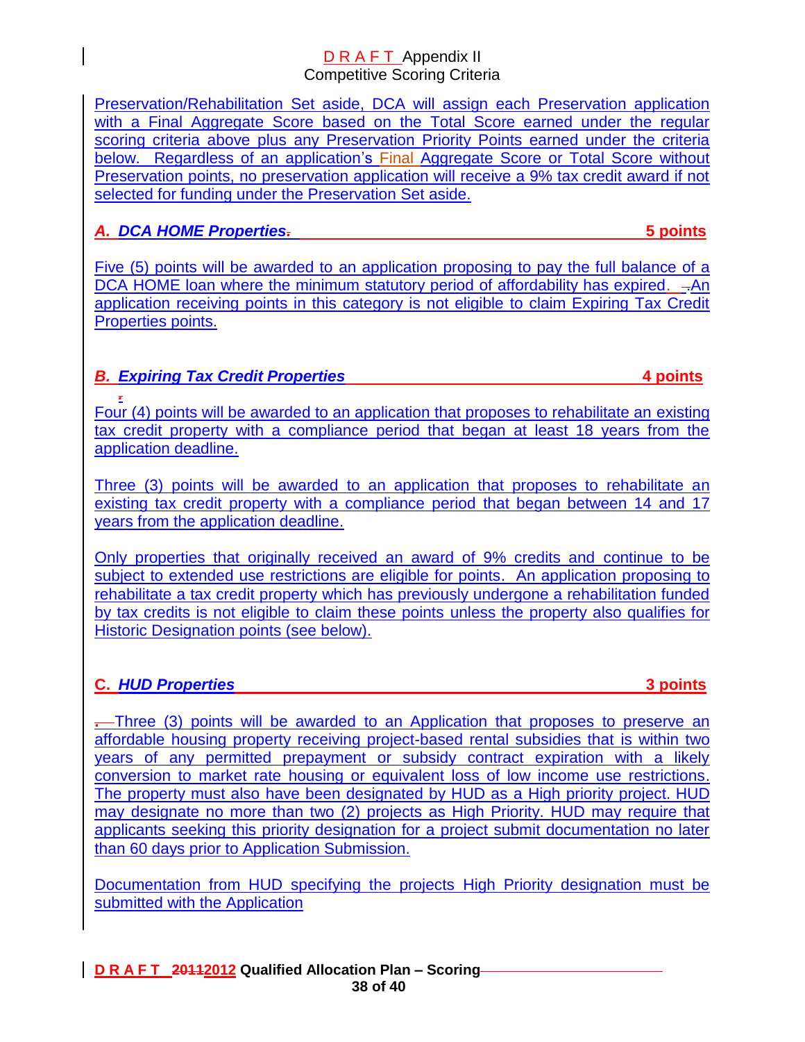Preservation/Rehabilitation Set aside, DCA will assign each Preservation application with a Final Aggregate Score based on the Total Score earned under the regular scoring criteria above plus any Preservation Priority Points earned under the criteria below. Regardless of an application's Final Aggregate Score or Total Score without Preservation points, no preservation application will receive a 9% tax credit award if not selected for funding under the Preservation Set aside.

### *A. DCA HOME Properties* — 5 points

Five (5) points will be awarded to an application proposing to pay the full balance of a DCA HOME loan where the minimum statutory period of affordability has expired. An application receiving points in this category is not eligible to claim Expiring Tax Credit Properties points.

### *B. Expiring Tax Credit Properties* — 4 points

Four (4) points will be awarded to an application that proposes to rehabilitate an existing tax credit property with a compliance period that began at least 18 years from the application deadline.

Three (3) points will be awarded to an application that proposes to rehabilitate an existing tax credit property with a compliance period that began between 14 and 17 years from the application deadline.

Only properties that originally received an award of 9% credits and continue to be subject to extended use restrictions are eligible for points. An application proposing to rehabilitate a tax credit property which has previously undergone a rehabilitation funded by tax credits is not eligible to claim these points unless the property also qualifies for Historic Designation points (see below).

### C. *HUD Properties* — 3 points

Three (3) points will be awarded to an Application that proposes to preserve an affordable housing property receiving project-based rental subsidies that is within two years of any permitted prepayment or subsidy contract expiration with a likely conversion to market rate housing or equivalent loss of low income use restrictions. The property must also have been designated by HUD as a High priority project. HUD may designate no more than two (2) projects as High Priority. HUD may require that applicants seeking this priority designation for a project submit documentation no later than 60 days prior to Application Submission.

Documentation from HUD specifying the projects High Priority designation must be submitted with the Application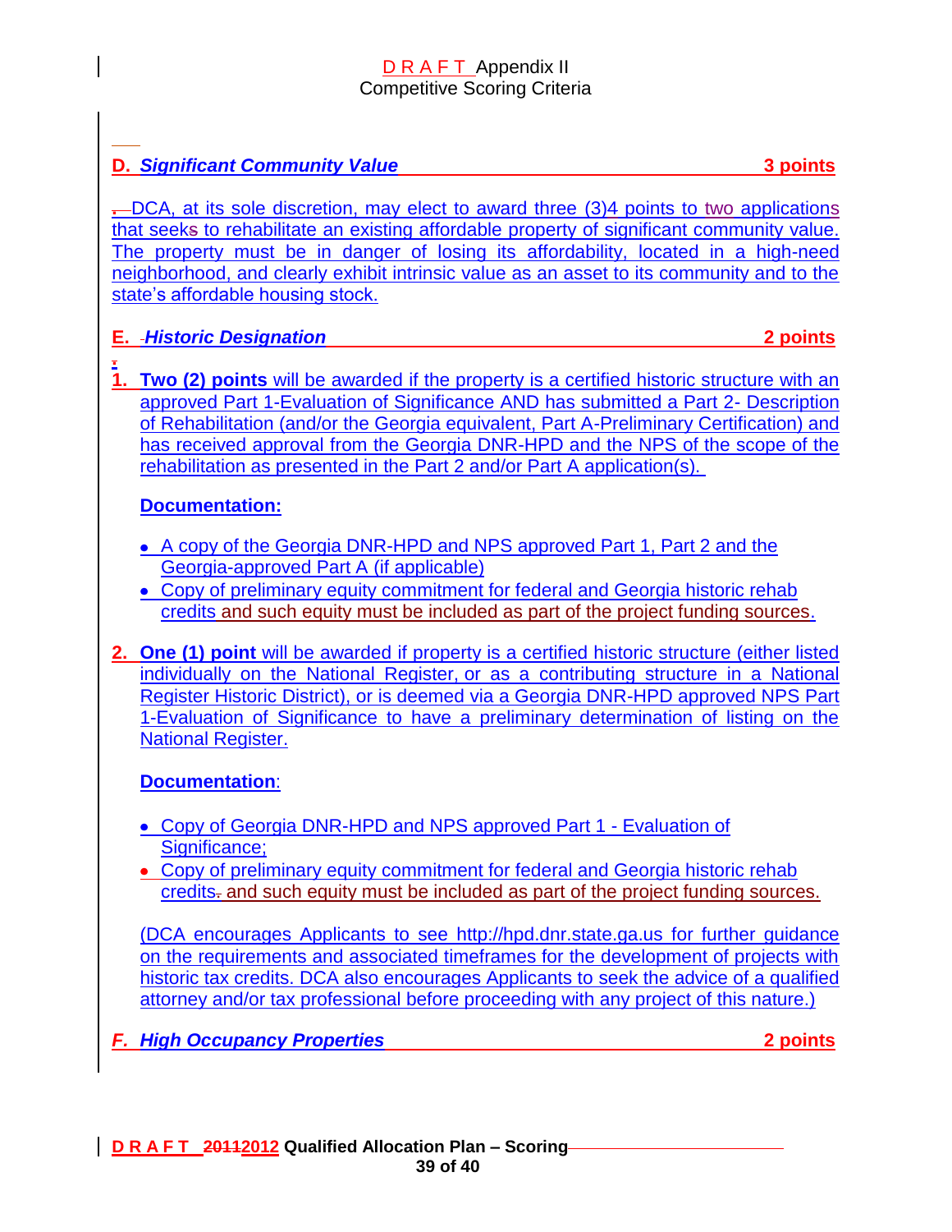## D. *Significant Community Value* 3 points

DCA, at its sole discretion, may elect to award three (3)4 points to two applications that seeks to rehabilitate an existing affordable property of significant community value. The property must be in danger of losing its affordability, located in a high-need neighborhood, and clearly exhibit intrinsic value as an asset to its community and to the state's affordable housing stock.

## E. *Historic Designation* 2 points

1. **Two (2) points** will be awarded if the property is a certified historic structure with an approved Part 1-Evaluation of Significance AND has submitted a Part 2- Description of Rehabilitation (and/or the Georgia equivalent, Part A-Preliminary Certification) and has received approval from the Georgia DNR-HPD and the NPS of the scope of the rehabilitation as presented in the Part 2 and/or Part A application(s).

   **Documentation:**

   - A copy of the Georgia DNR-HPD and NPS approved Part 1, Part 2 and the Georgia-approved Part A (if applicable)
   - Copy of preliminary equity commitment for federal and Georgia historic rehab credits and such equity must be included as part of the project funding sources.

2. **One (1) point** will be awarded if property is a certified historic structure (either listed individually on the National Register, or as a contributing structure in a National Register Historic District), or is deemed via a Georgia DNR-HPD approved NPS Part 1-Evaluation of Significance to have a preliminary determination of listing on the National Register.

   **Documentation**:

   - Copy of Georgia DNR-HPD and NPS approved Part 1 - Evaluation of Significance;
   - Copy of preliminary equity commitment for federal and Georgia historic rehab credits. and such equity must be included as part of the project funding sources.

   (DCA encourages Applicants to see http://hpd.dnr.state.ga.us for further guidance on the requirements and associated timeframes for the development of projects with historic tax credits. DCA also encourages Applicants to seek the advice of a qualified attorney and/or tax professional before proceeding with any project of this nature.)

## F. *High Occupancy Properties* 2 points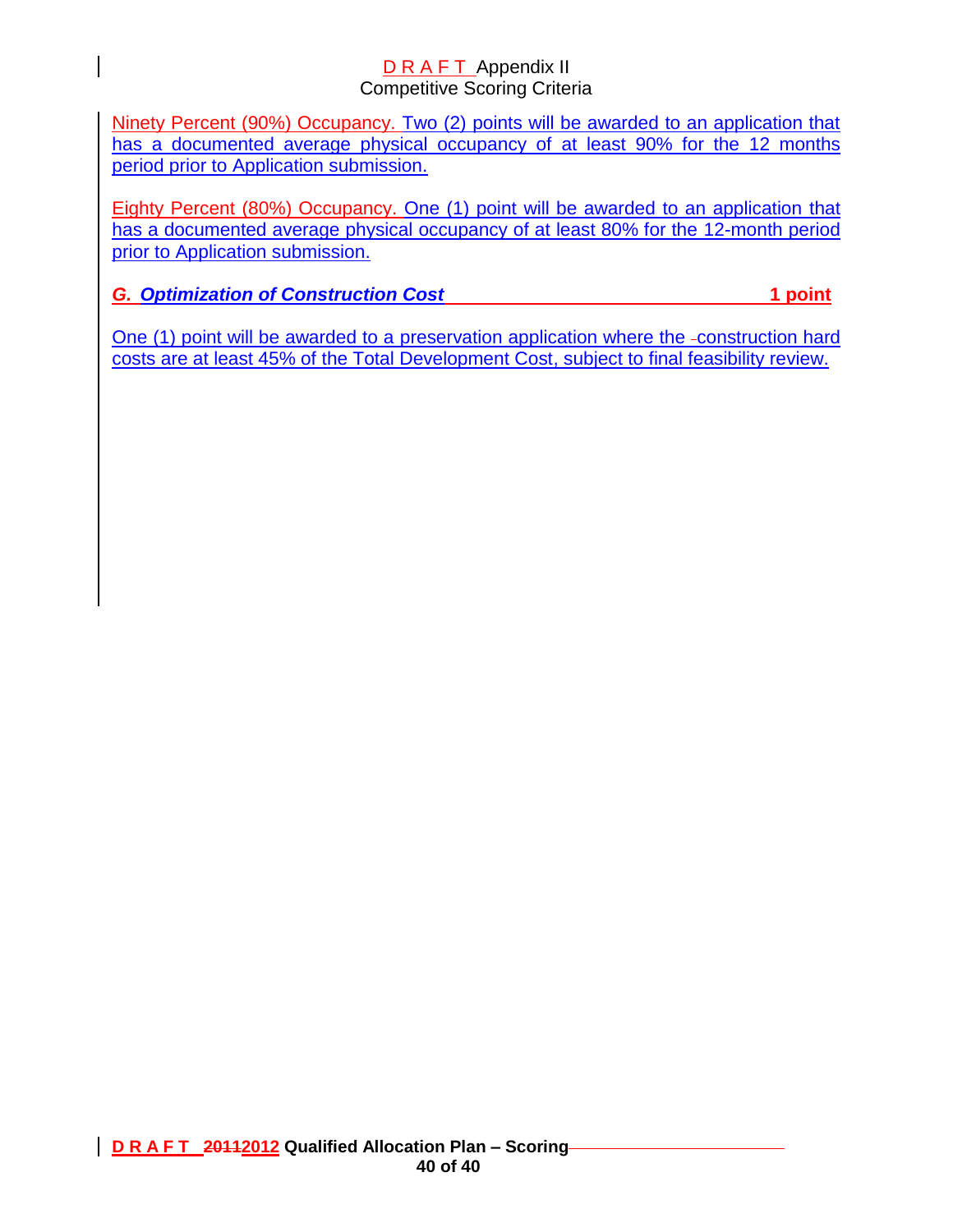Ninety Percent (90%) Occupancy. Two (2) points will be awarded to an application that has a documented average physical occupancy of at least 90% for the 12 months period prior to Application submission.

Eighty Percent (80%) Occupancy. One (1) point will be awarded to an application that has a documented average physical occupancy of at least 80% for the 12-month period prior to Application submission.

***G. Optimization of Construction Cost*** **1 point**

One (1) point will be awarded to a preservation application where the construction hard costs are at least 45% of the Total Development Cost, subject to final feasibility review.